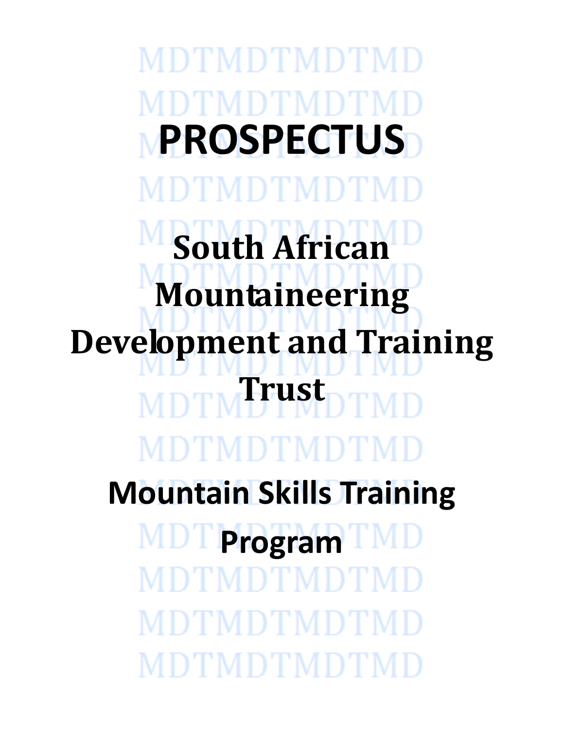# PROSPECTUS

# South African Mountaineering Development and Training Trust

## Mountain Skills Training Program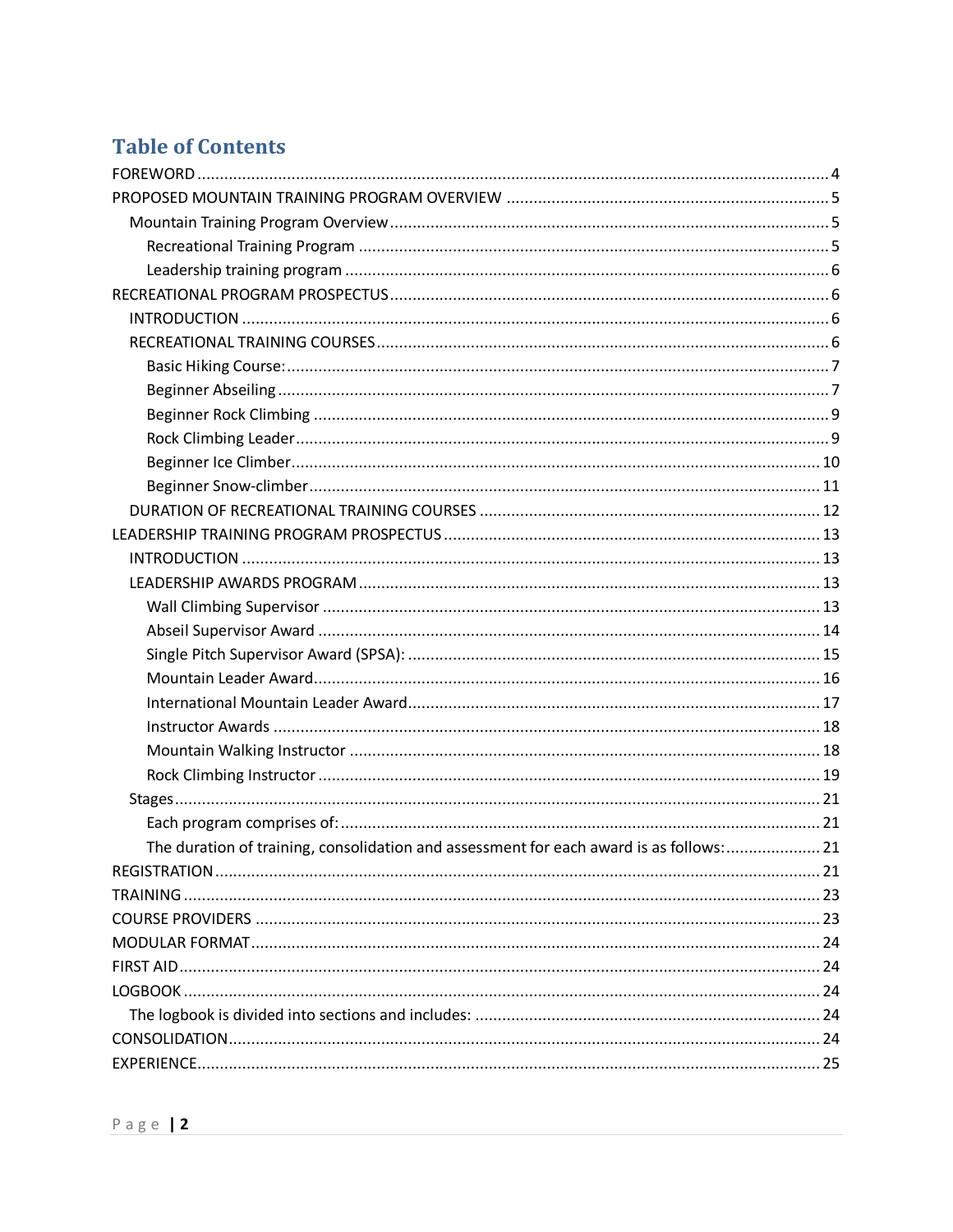# Table of Contents

- FOREWORD ..... 4
- PROPOSED MOUNTAIN TRAINING PROGRAM OVERVIEW ..... 5
  - Mountain Training Program Overview ..... 5
    - Recreational Training Program ..... 5
    - Leadership training program ..... 6
- RECREATIONAL PROGRAM PROSPECTUS ..... 6
  - INTRODUCTION ..... 6
  - RECREATIONAL TRAINING COURSES ..... 6
    - Basic Hiking Course: ..... 7
    - Beginner Abseiling ..... 7
    - Beginner Rock Climbing ..... 9
    - Rock Climbing Leader ..... 9
    - Beginner Ice Climber ..... 10
    - Beginner Snow-climber ..... 11
  - DURATION OF RECREATIONAL TRAINING COURSES ..... 12
- LEADERSHIP TRAINING PROGRAM PROSPECTUS ..... 13
  - INTRODUCTION ..... 13
  - LEADERSHIP AWARDS PROGRAM ..... 13
    - Wall Climbing Supervisor ..... 13
    - Abseil Supervisor Award ..... 14
    - Single Pitch Supervisor Award (SPSA): ..... 15
    - Mountain Leader Award ..... 16
    - International Mountain Leader Award ..... 17
    - Instructor Awards ..... 18
    - Mountain Walking Instructor ..... 18
    - Rock Climbing Instructor ..... 19
  - Stages ..... 21
    - Each program comprises of: ..... 21
    - The duration of training, consolidation and assessment for each award is as follows: ..... 21
- REGISTRATION ..... 21
- TRAINING ..... 23
- COURSE PROVIDERS ..... 23
- MODULAR FORMAT ..... 24
- FIRST AID ..... 24
- LOGBOOK ..... 24
  - The logbook is divided into sections and includes: ..... 24
- CONSOLIDATION ..... 24
- EXPERIENCE ..... 25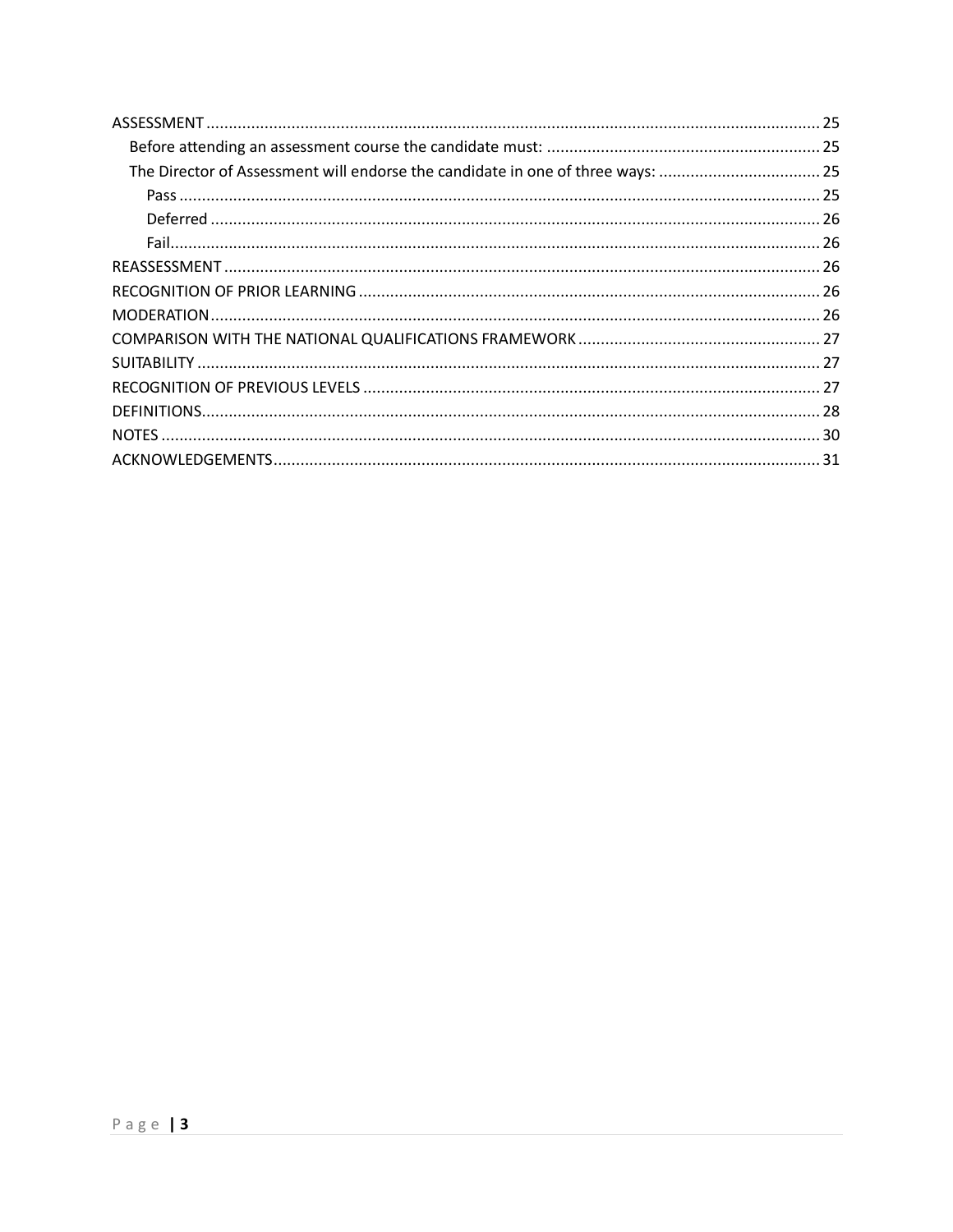ASSESSMENT ........................................................................................................................................ 25
- Before attending an assessment course the candidate must: ............................................................ 25
- The Director of Assessment will endorse the candidate in one of three ways: .................................... 25
  - Pass ............................................................................................................................................. 25
  - Deferred ...................................................................................................................................... 26
  - Fail............................................................................................................................................... 26

REASSESSMENT ................................................................................................................................... 26

RECOGNITION OF PRIOR LEARNING ...................................................................................................... 26

MODERATION...................................................................................................................................... 26

COMPARISON WITH THE NATIONAL QUALIFICATIONS FRAMEWORK ...................................................... 27

SUITABILITY ......................................................................................................................................... 27

RECOGNITION OF PREVIOUS LEVELS ..................................................................................................... 27

DEFINITIONS........................................................................................................................................ 28

NOTES ................................................................................................................................................. 30

ACKNOWLEDGEMENTS........................................................................................................................ 31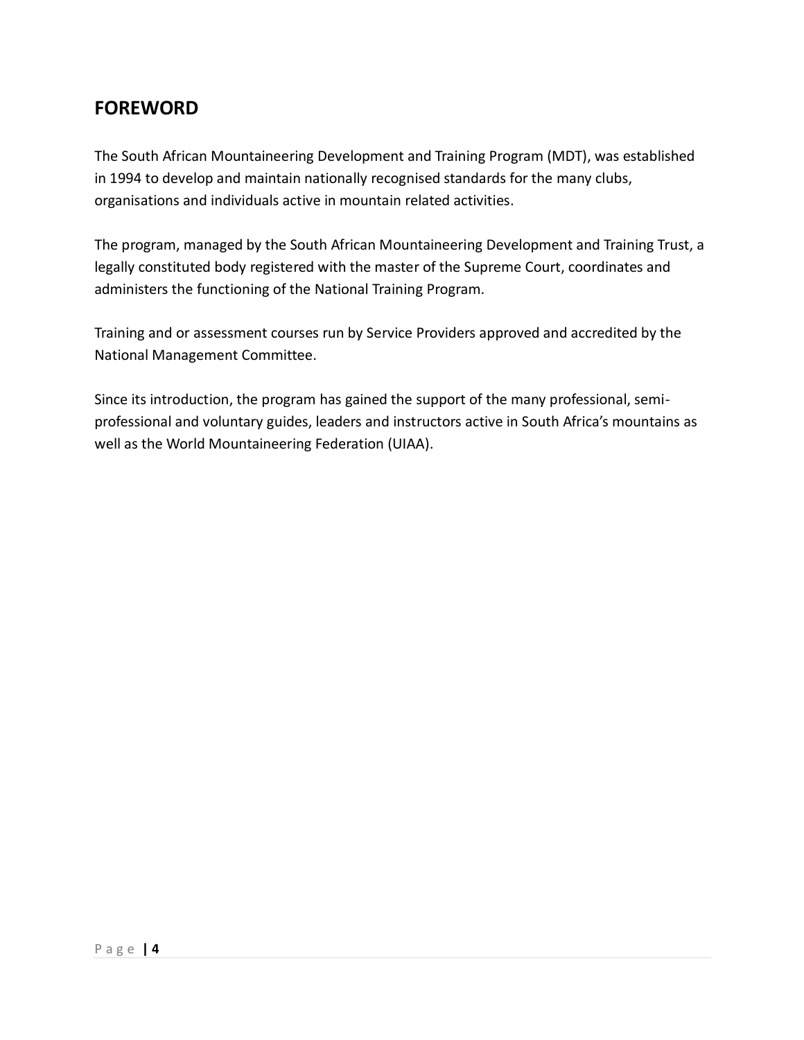## FOREWORD

The South African Mountaineering Development and Training Program (MDT), was established in 1994 to develop and maintain nationally recognised standards for the many clubs, organisations and individuals active in mountain related activities.

The program, managed by the South African Mountaineering Development and Training Trust, a legally constituted body registered with the master of the Supreme Court, coordinates and administers the functioning of the National Training Program.

Training and or assessment courses run by Service Providers approved and accredited by the National Management Committee.

Since its introduction, the program has gained the support of the many professional, semi-professional and voluntary guides, leaders and instructors active in South Africa's mountains as well as the World Mountaineering Federation (UIAA).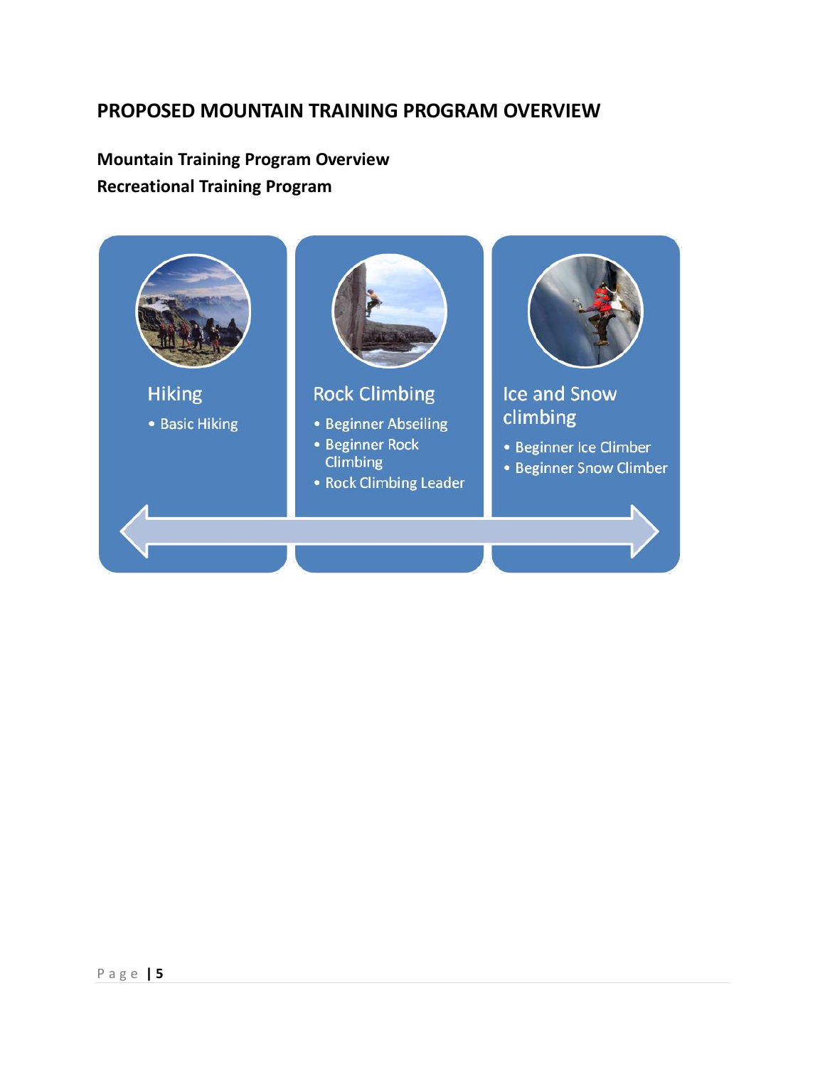# PROPOSED MOUNTAIN TRAINING PROGRAM OVERVIEW

**Mountain Training Program Overview**

**Recreational Training Program**

### Hiking

- Basic Hiking

### Rock Climbing

- Beginner Abseiling
- Beginner Rock Climbing
- Rock Climbing Leader

### Ice and Snow climbing

- Beginner Ice Climber
- Beginner Snow Climber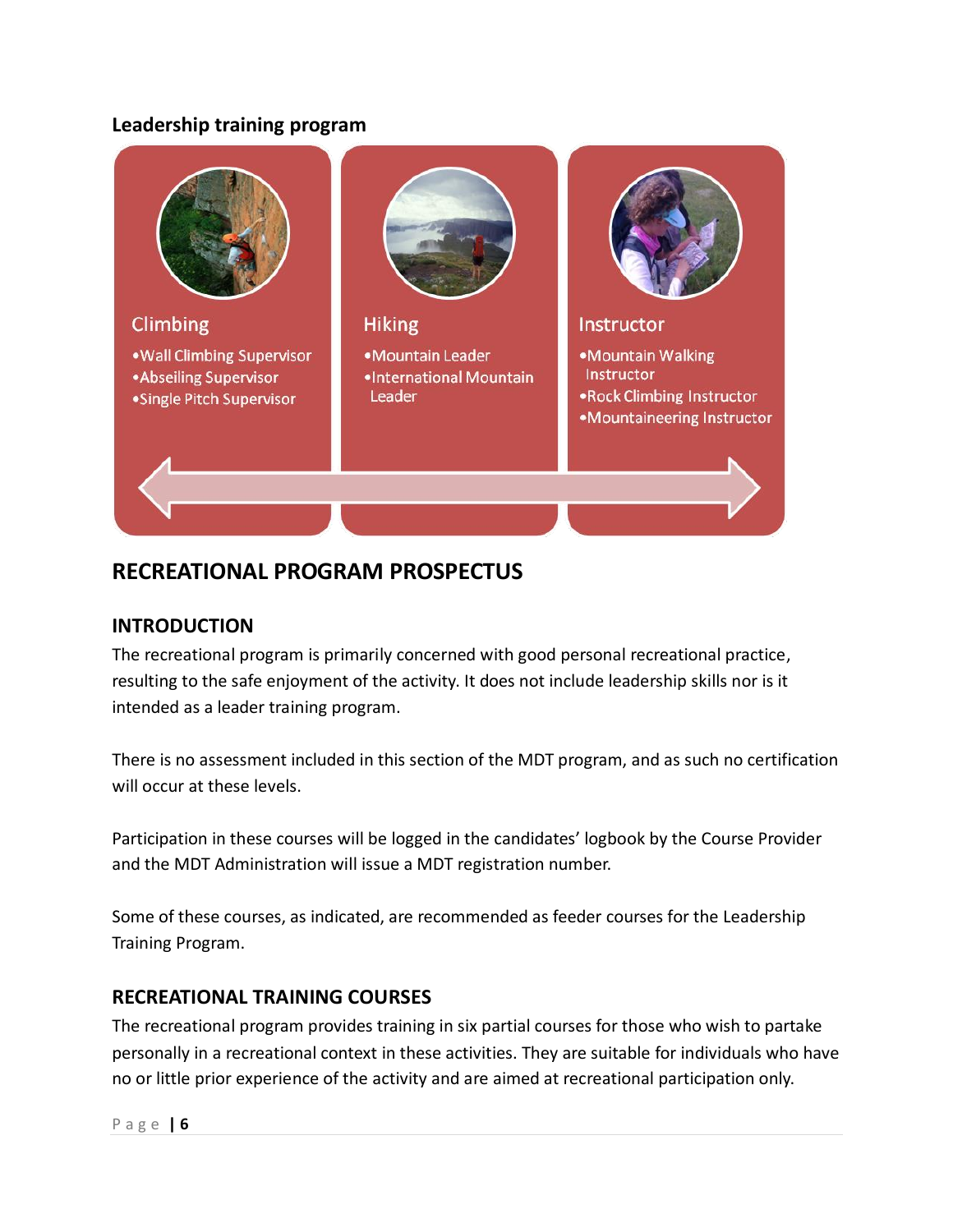**Leadership training program**

**Climbing**

- Wall Climbing Supervisor
- Abseiling Supervisor
- Single Pitch Supervisor

**Hiking**

- Mountain Leader
- International Mountain Leader

**Instructor**

- Mountain Walking Instructor
- Rock Climbing Instructor
- Mountaineering Instructor

## RECREATIONAL PROGRAM PROSPECTUS

### INTRODUCTION

The recreational program is primarily concerned with good personal recreational practice, resulting to the safe enjoyment of the activity. It does not include leadership skills nor is it intended as a leader training program.

There is no assessment included in this section of the MDT program, and as such no certification will occur at these levels.

Participation in these courses will be logged in the candidates' logbook by the Course Provider and the MDT Administration will issue a MDT registration number.

Some of these courses, as indicated, are recommended as feeder courses for the Leadership Training Program.

### RECREATIONAL TRAINING COURSES

The recreational program provides training in six partial courses for those who wish to partake personally in a recreational context in these activities. They are suitable for individuals who have no or little prior experience of the activity and are aimed at recreational participation only.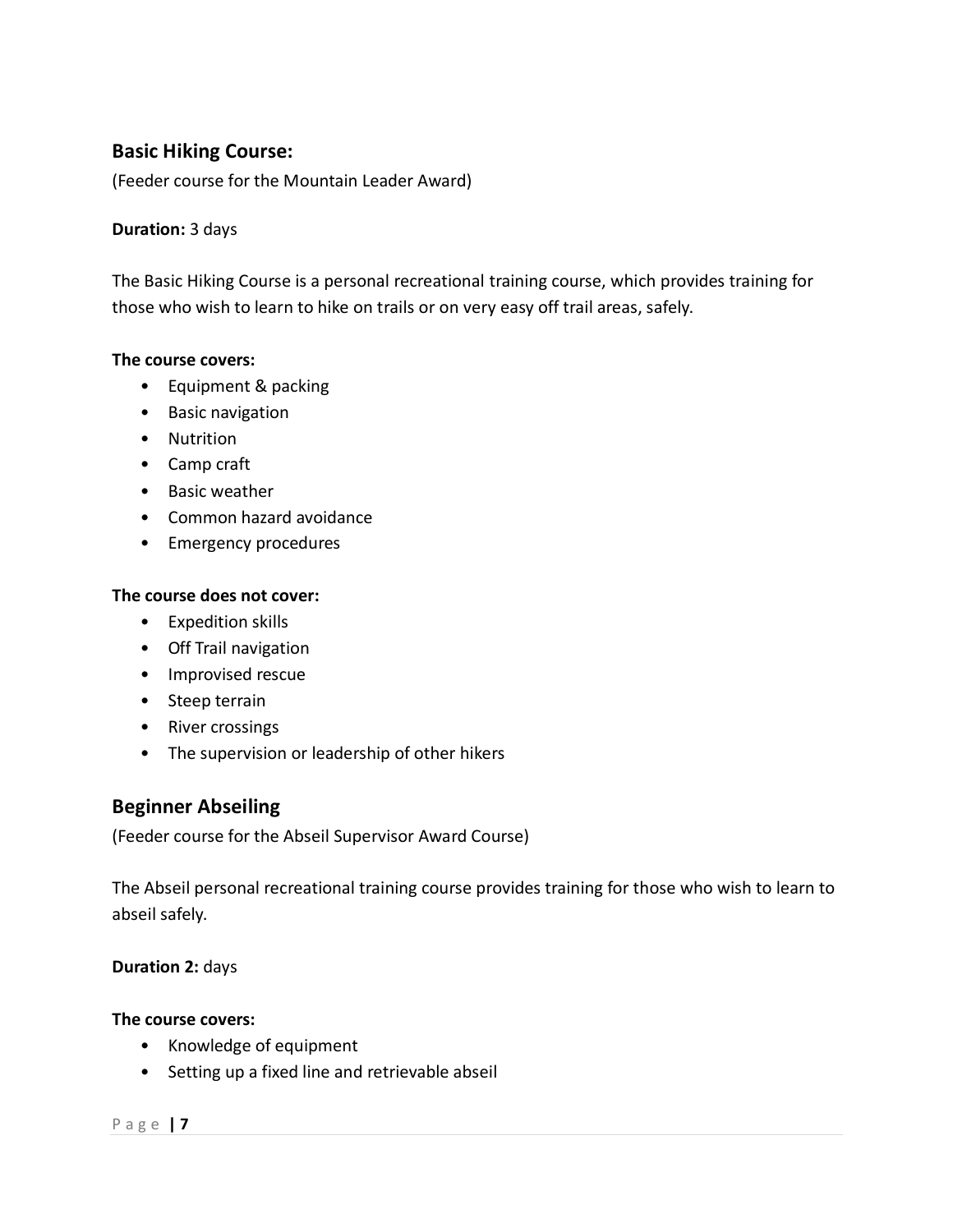## Basic Hiking Course:

(Feeder course for the Mountain Leader Award)

**Duration:** 3 days

The Basic Hiking Course is a personal recreational training course, which provides training for those who wish to learn to hike on trails or on very easy off trail areas, safely.

**The course covers:**

- Equipment & packing
- Basic navigation
- Nutrition
- Camp craft
- Basic weather
- Common hazard avoidance
- Emergency procedures

**The course does not cover:**

- Expedition skills
- Off Trail navigation
- Improvised rescue
- Steep terrain
- River crossings
- The supervision or leadership of other hikers

## Beginner Abseiling

(Feeder course for the Abseil Supervisor Award Course)

The Abseil personal recreational training course provides training for those who wish to learn to abseil safely.

**Duration 2:** days

**The course covers:**

- Knowledge of equipment
- Setting up a fixed line and retrievable abseil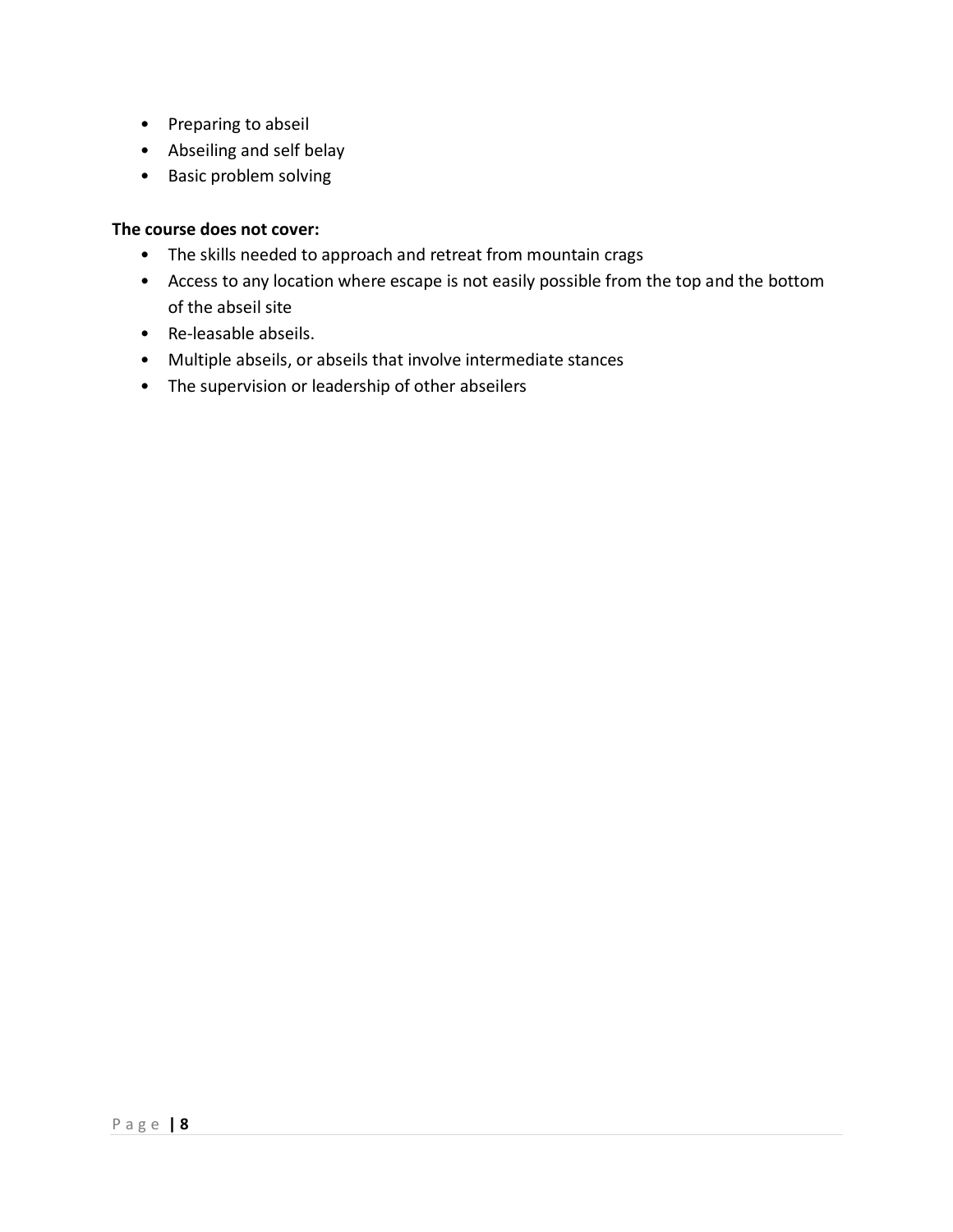- Preparing to abseil
- Abseiling and self belay
- Basic problem solving

**The course does not cover:**

- The skills needed to approach and retreat from mountain crags
- Access to any location where escape is not easily possible from the top and the bottom of the abseil site
- Re-leasable abseils.
- Multiple abseils, or abseils that involve intermediate stances
- The supervision or leadership of other abseilers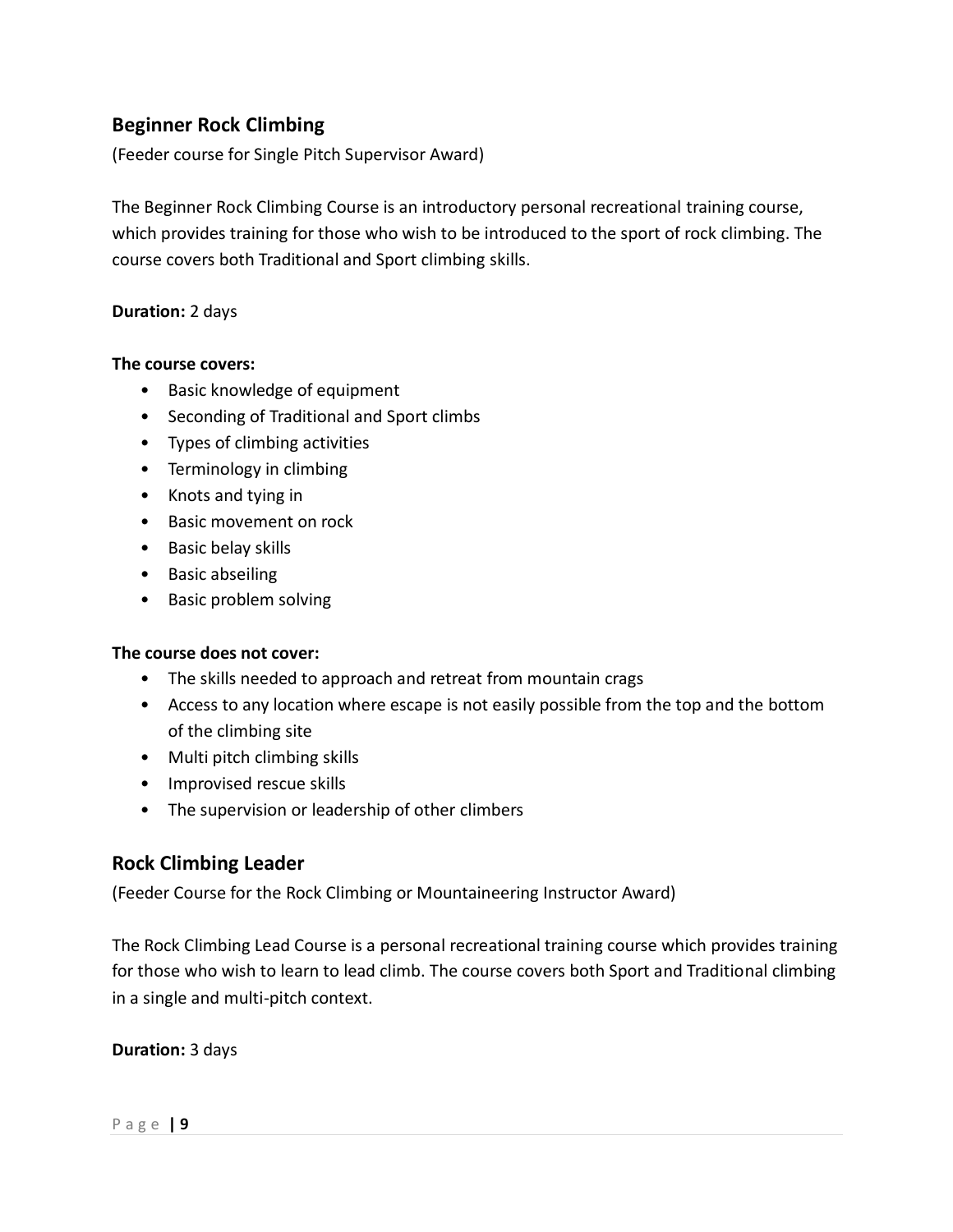## Beginner Rock Climbing

(Feeder course for Single Pitch Supervisor Award)

The Beginner Rock Climbing Course is an introductory personal recreational training course, which provides training for those who wish to be introduced to the sport of rock climbing. The course covers both Traditional and Sport climbing skills.

**Duration:** 2 days

**The course covers:**

- Basic knowledge of equipment
- Seconding of Traditional and Sport climbs
- Types of climbing activities
- Terminology in climbing
- Knots and tying in
- Basic movement on rock
- Basic belay skills
- Basic abseiling
- Basic problem solving

**The course does not cover:**

- The skills needed to approach and retreat from mountain crags
- Access to any location where escape is not easily possible from the top and the bottom of the climbing site
- Multi pitch climbing skills
- Improvised rescue skills
- The supervision or leadership of other climbers

## Rock Climbing Leader

(Feeder Course for the Rock Climbing or Mountaineering Instructor Award)

The Rock Climbing Lead Course is a personal recreational training course which provides training for those who wish to learn to lead climb. The course covers both Sport and Traditional climbing in a single and multi-pitch context.

**Duration:** 3 days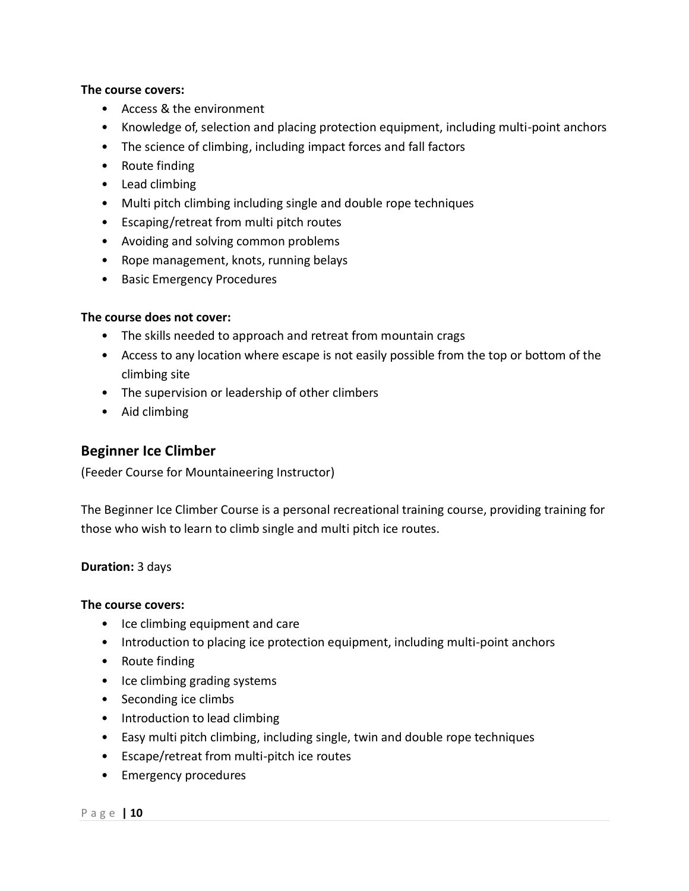**The course covers:**

- Access & the environment
- Knowledge of, selection and placing protection equipment, including multi-point anchors
- The science of climbing, including impact forces and fall factors
- Route finding
- Lead climbing
- Multi pitch climbing including single and double rope techniques
- Escaping/retreat from multi pitch routes
- Avoiding and solving common problems
- Rope management, knots, running belays
- Basic Emergency Procedures

**The course does not cover:**

- The skills needed to approach and retreat from mountain crags
- Access to any location where escape is not easily possible from the top or bottom of the climbing site
- The supervision or leadership of other climbers
- Aid climbing

## Beginner Ice Climber

(Feeder Course for Mountaineering Instructor)

The Beginner Ice Climber Course is a personal recreational training course, providing training for those who wish to learn to climb single and multi pitch ice routes.

**Duration:** 3 days

**The course covers:**

- Ice climbing equipment and care
- Introduction to placing ice protection equipment, including multi-point anchors
- Route finding
- Ice climbing grading systems
- Seconding ice climbs
- Introduction to lead climbing
- Easy multi pitch climbing, including single, twin and double rope techniques
- Escape/retreat from multi-pitch ice routes
- Emergency procedures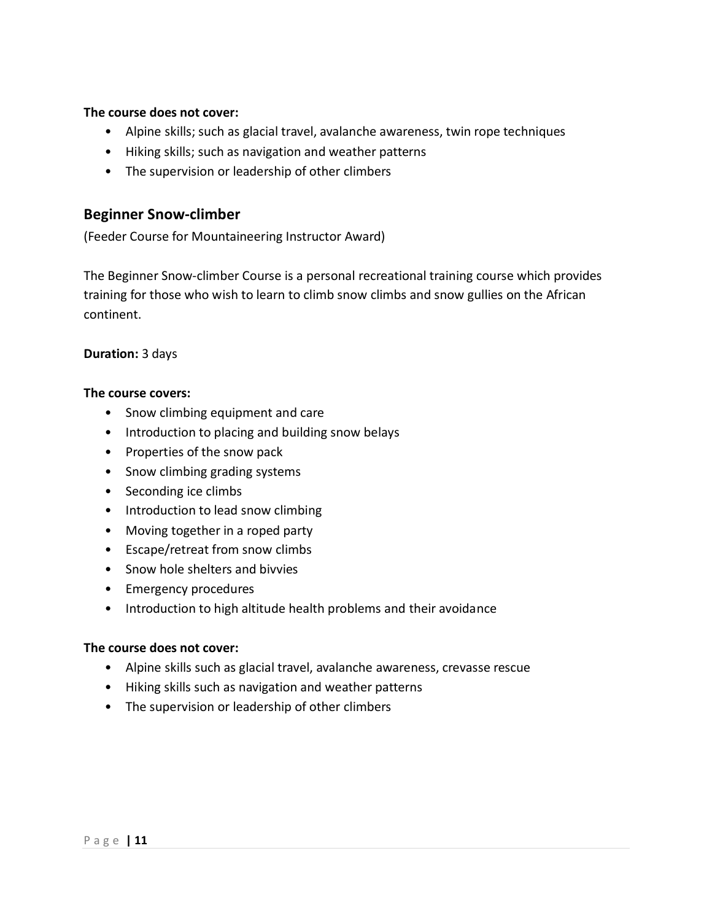**The course does not cover:**

- Alpine skills; such as glacial travel, avalanche awareness, twin rope techniques
- Hiking skills; such as navigation and weather patterns
- The supervision or leadership of other climbers

## Beginner Snow-climber

(Feeder Course for Mountaineering Instructor Award)

The Beginner Snow-climber Course is a personal recreational training course which provides training for those who wish to learn to climb snow climbs and snow gullies on the African continent.

**Duration:** 3 days

**The course covers:**

- Snow climbing equipment and care
- Introduction to placing and building snow belays
- Properties of the snow pack
- Snow climbing grading systems
- Seconding ice climbs
- Introduction to lead snow climbing
- Moving together in a roped party
- Escape/retreat from snow climbs
- Snow hole shelters and bivvies
- Emergency procedures
- Introduction to high altitude health problems and their avoidance

**The course does not cover:**

- Alpine skills such as glacial travel, avalanche awareness, crevasse rescue
- Hiking skills such as navigation and weather patterns
- The supervision or leadership of other climbers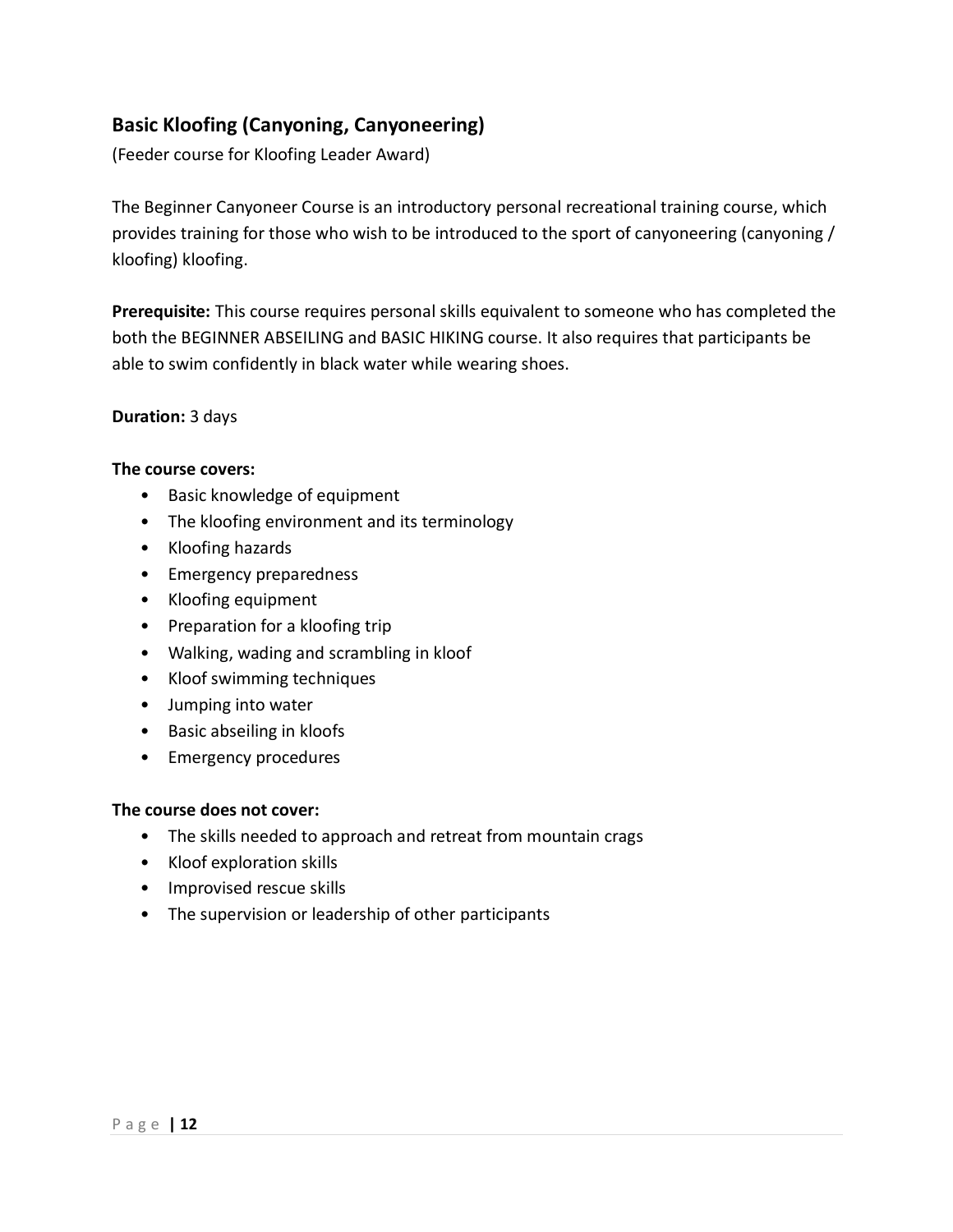## Basic Kloofing (Canyoning, Canyoneering)

(Feeder course for Kloofing Leader Award)

The Beginner Canyoneer Course is an introductory personal recreational training course, which provides training for those who wish to be introduced to the sport of canyoneering (canyoning / kloofing) kloofing.

**Prerequisite:** This course requires personal skills equivalent to someone who has completed the both the BEGINNER ABSEILING and BASIC HIKING course. It also requires that participants be able to swim confidently in black water while wearing shoes.

**Duration:** 3 days

**The course covers:**

- Basic knowledge of equipment
- The kloofing environment and its terminology
- Kloofing hazards
- Emergency preparedness
- Kloofing equipment
- Preparation for a kloofing trip
- Walking, wading and scrambling in kloof
- Kloof swimming techniques
- Jumping into water
- Basic abseiling in kloofs
- Emergency procedures

**The course does not cover:**

- The skills needed to approach and retreat from mountain crags
- Kloof exploration skills
- Improvised rescue skills
- The supervision or leadership of other participants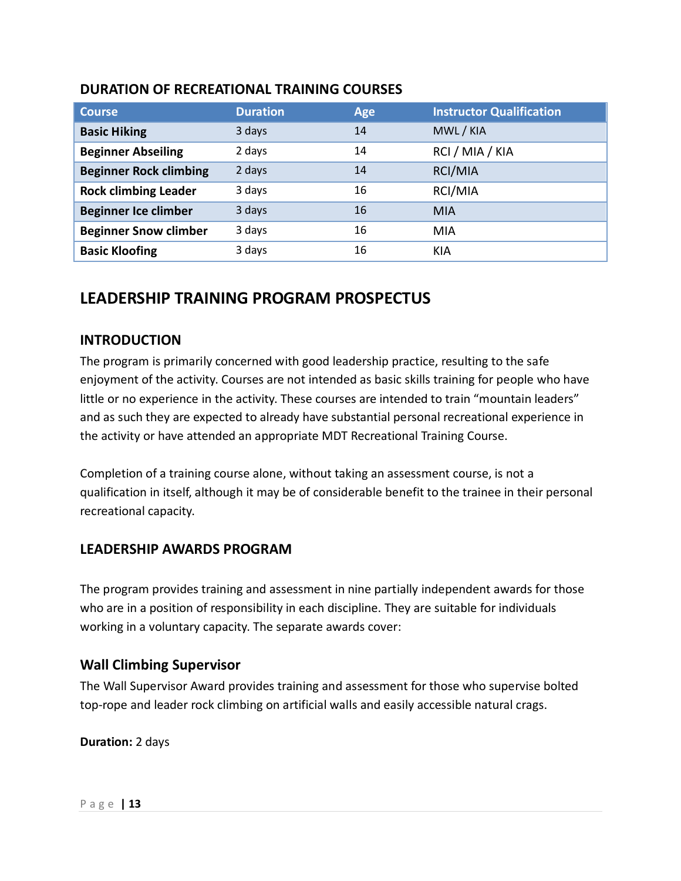### DURATION OF RECREATIONAL TRAINING COURSES

| Course | Duration | Age | Instructor Qualification |
|---|---|---|---|
| **Basic Hiking** | 3 days | 14 | MWL / KIA |
| **Beginner Abseiling** | 2 days | 14 | RCI / MIA / KIA |
| **Beginner Rock climbing** | 2 days | 14 | RCI/MIA |
| **Rock climbing Leader** | 3 days | 16 | RCI/MIA |
| **Beginner Ice climber** | 3 days | 16 | MIA |
| **Beginner Snow climber** | 3 days | 16 | MIA |
| **Basic Kloofing** | 3 days | 16 | KIA |

## LEADERSHIP TRAINING PROGRAM PROSPECTUS

### INTRODUCTION

The program is primarily concerned with good leadership practice, resulting to the safe enjoyment of the activity. Courses are not intended as basic skills training for people who have little or no experience in the activity. These courses are intended to train "mountain leaders" and as such they are expected to already have substantial personal recreational experience in the activity or have attended an appropriate MDT Recreational Training Course.

Completion of a training course alone, without taking an assessment course, is not a qualification in itself, although it may be of considerable benefit to the trainee in their personal recreational capacity.

### LEADERSHIP AWARDS PROGRAM

The program provides training and assessment in nine partially independent awards for those who are in a position of responsibility in each discipline. They are suitable for individuals working in a voluntary capacity. The separate awards cover:

### Wall Climbing Supervisor

The Wall Supervisor Award provides training and assessment for those who supervise bolted top-rope and leader rock climbing on artificial walls and easily accessible natural crags.

**Duration:** 2 days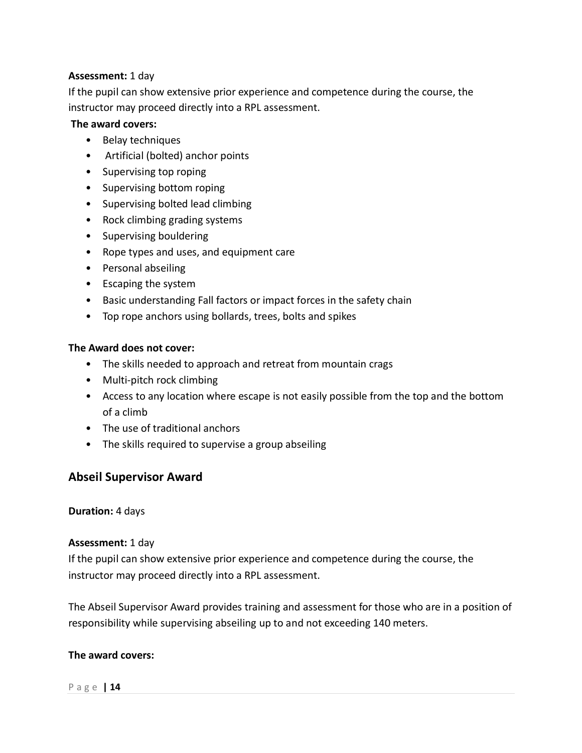**Assessment:** 1 day

If the pupil can show extensive prior experience and competence during the course, the instructor may proceed directly into a RPL assessment.

**The award covers:**

- Belay techniques
- Artificial (bolted) anchor points
- Supervising top roping
- Supervising bottom roping
- Supervising bolted lead climbing
- Rock climbing grading systems
- Supervising bouldering
- Rope types and uses, and equipment care
- Personal abseiling
- Escaping the system
- Basic understanding Fall factors or impact forces in the safety chain
- Top rope anchors using bollards, trees, bolts and spikes

**The Award does not cover:**

- The skills needed to approach and retreat from mountain crags
- Multi-pitch rock climbing
- Access to any location where escape is not easily possible from the top and the bottom of a climb
- The use of traditional anchors
- The skills required to supervise a group abseiling

## Abseil Supervisor Award

**Duration:** 4 days

**Assessment:** 1 day

If the pupil can show extensive prior experience and competence during the course, the instructor may proceed directly into a RPL assessment.

The Abseil Supervisor Award provides training and assessment for those who are in a position of responsibility while supervising abseiling up to and not exceeding 140 meters.

**The award covers:**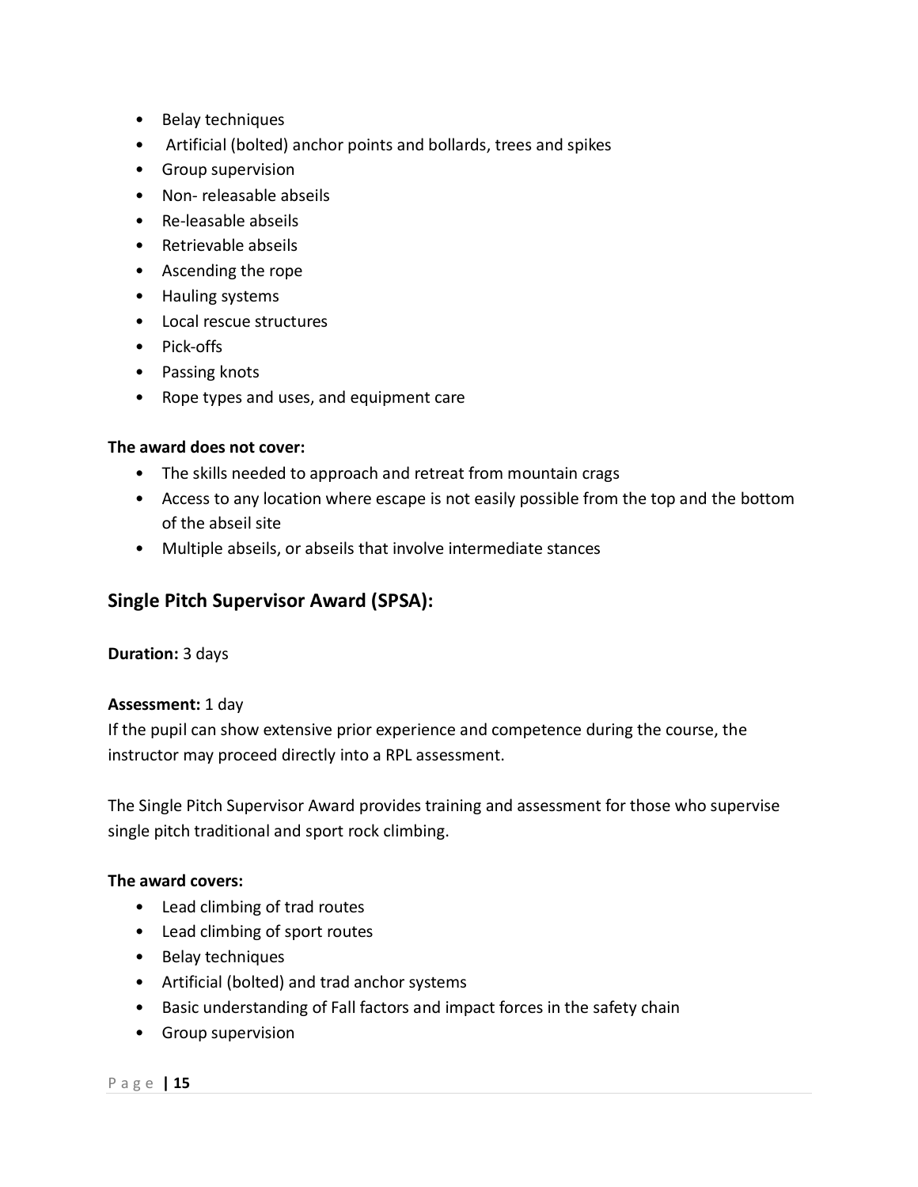- Belay techniques
- Artificial (bolted) anchor points and bollards, trees and spikes
- Group supervision
- Non- releasable abseils
- Re-leasable abseils
- Retrievable abseils
- Ascending the rope
- Hauling systems
- Local rescue structures
- Pick-offs
- Passing knots
- Rope types and uses, and equipment care

**The award does not cover:**

- The skills needed to approach and retreat from mountain crags
- Access to any location where escape is not easily possible from the top and the bottom of the abseil site
- Multiple abseils, or abseils that involve intermediate stances

## Single Pitch Supervisor Award (SPSA):

**Duration:** 3 days

**Assessment:** 1 day
If the pupil can show extensive prior experience and competence during the course, the instructor may proceed directly into a RPL assessment.

The Single Pitch Supervisor Award provides training and assessment for those who supervise single pitch traditional and sport rock climbing.

**The award covers:**

- Lead climbing of trad routes
- Lead climbing of sport routes
- Belay techniques
- Artificial (bolted) and trad anchor systems
- Basic understanding of Fall factors and impact forces in the safety chain
- Group supervision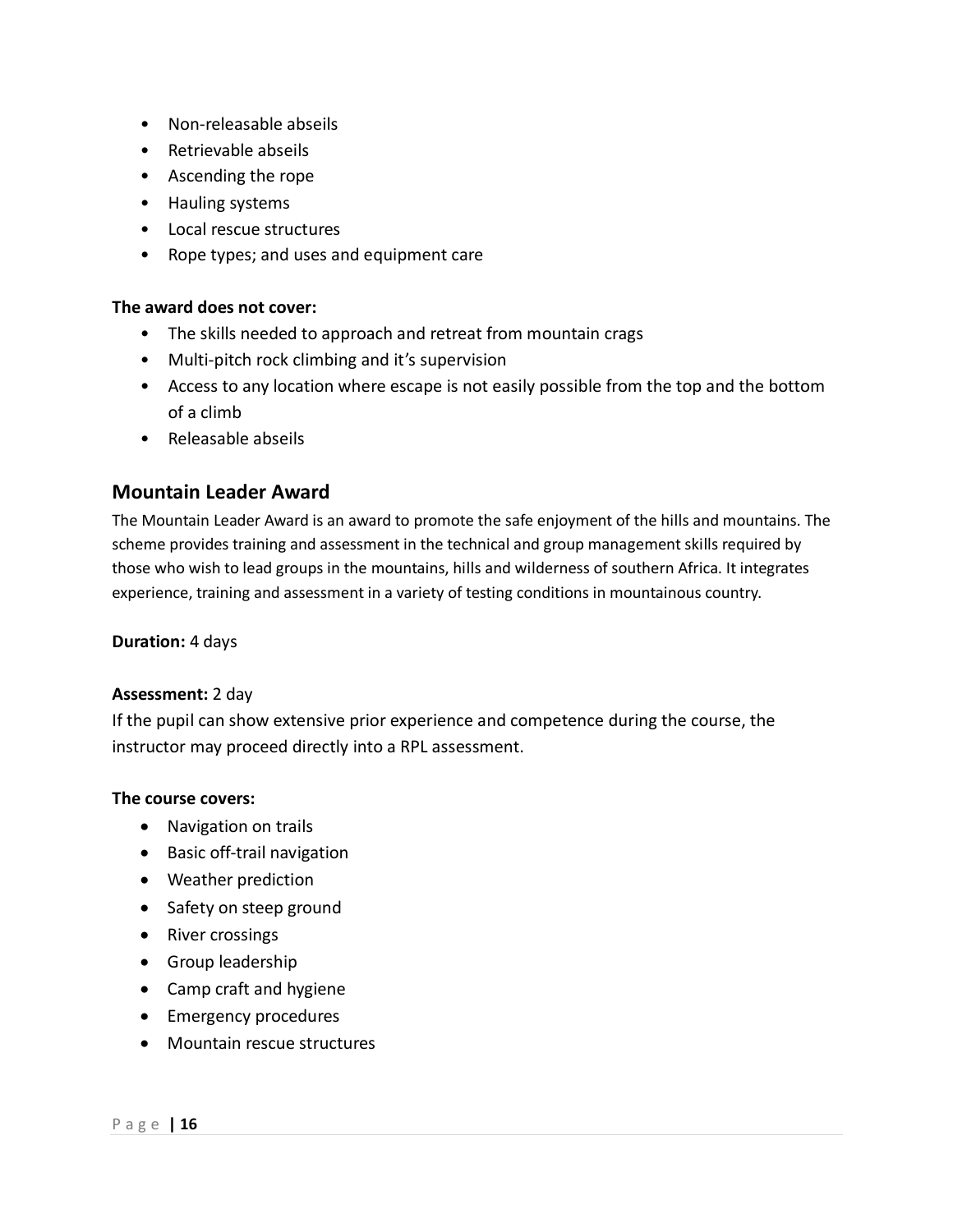- Non-releasable abseils
- Retrievable abseils
- Ascending the rope
- Hauling systems
- Local rescue structures
- Rope types; and uses and equipment care

**The award does not cover:**

- The skills needed to approach and retreat from mountain crags
- Multi-pitch rock climbing and it's supervision
- Access to any location where escape is not easily possible from the top and the bottom of a climb
- Releasable abseils

## Mountain Leader Award

The Mountain Leader Award is an award to promote the safe enjoyment of the hills and mountains. The scheme provides training and assessment in the technical and group management skills required by those who wish to lead groups in the mountains, hills and wilderness of southern Africa. It integrates experience, training and assessment in a variety of testing conditions in mountainous country.

**Duration:** 4 days

**Assessment:** 2 day

If the pupil can show extensive prior experience and competence during the course, the instructor may proceed directly into a RPL assessment.

**The course covers:**

- Navigation on trails
- Basic off-trail navigation
- Weather prediction
- Safety on steep ground
- River crossings
- Group leadership
- Camp craft and hygiene
- Emergency procedures
- Mountain rescue structures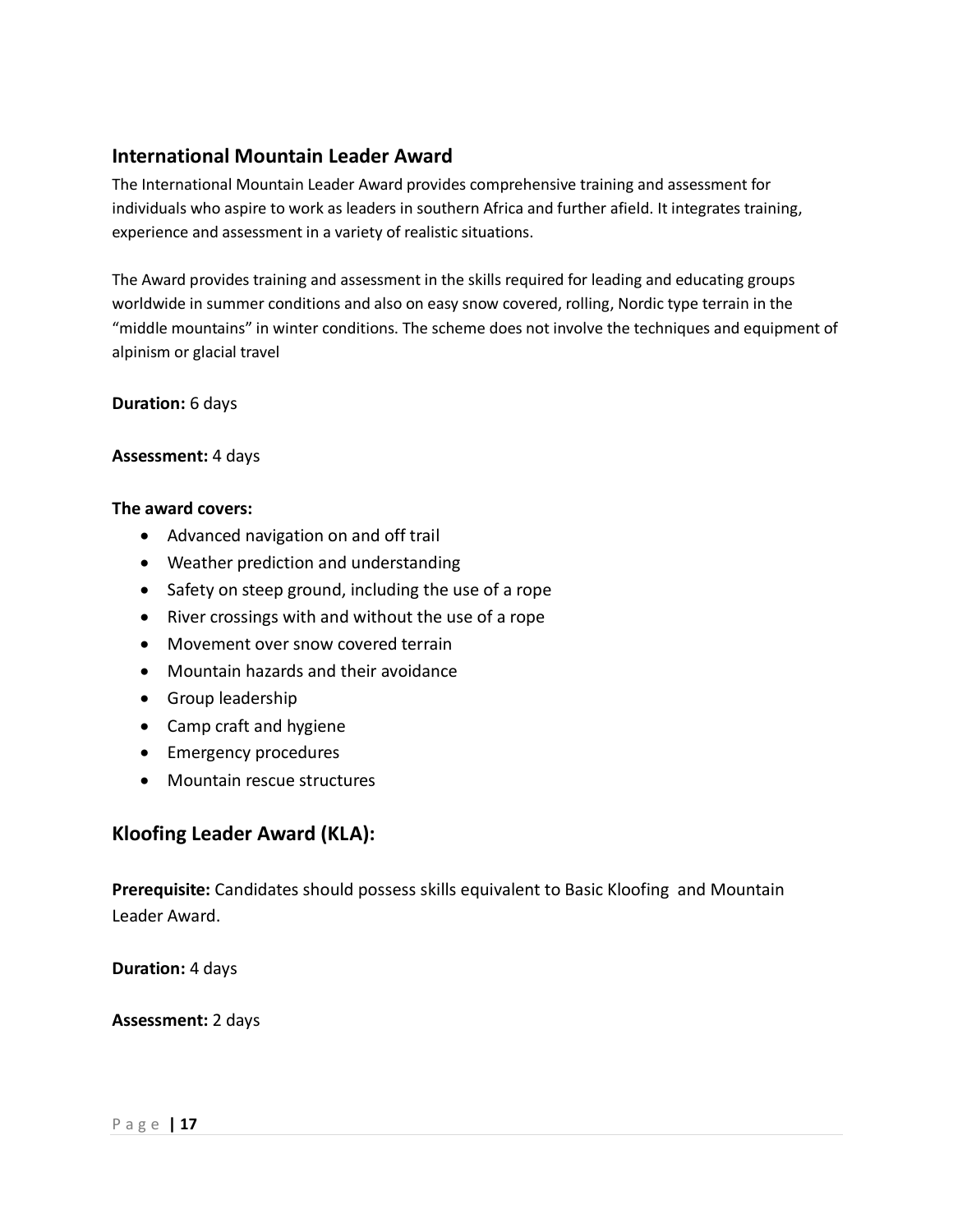## International Mountain Leader Award

The International Mountain Leader Award provides comprehensive training and assessment for individuals who aspire to work as leaders in southern Africa and further afield. It integrates training, experience and assessment in a variety of realistic situations.

The Award provides training and assessment in the skills required for leading and educating groups worldwide in summer conditions and also on easy snow covered, rolling, Nordic type terrain in the "middle mountains" in winter conditions. The scheme does not involve the techniques and equipment of alpinism or glacial travel

**Duration:** 6 days

**Assessment:** 4 days

**The award covers:**

- Advanced navigation on and off trail
- Weather prediction and understanding
- Safety on steep ground, including the use of a rope
- River crossings with and without the use of a rope
- Movement over snow covered terrain
- Mountain hazards and their avoidance
- Group leadership
- Camp craft and hygiene
- Emergency procedures
- Mountain rescue structures

## Kloofing Leader Award (KLA):

**Prerequisite:** Candidates should possess skills equivalent to Basic Kloofing and Mountain Leader Award.

**Duration:** 4 days

**Assessment:** 2 days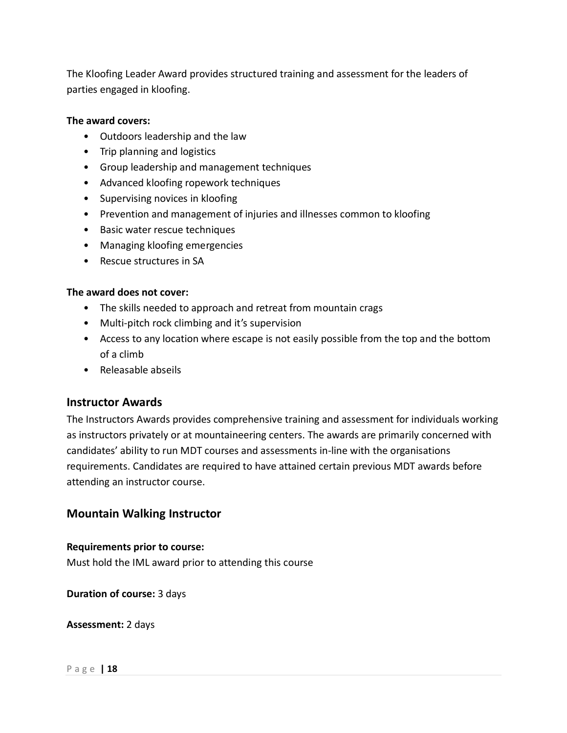The Kloofing Leader Award provides structured training and assessment for the leaders of parties engaged in kloofing.

**The award covers:**

- Outdoors leadership and the law
- Trip planning and logistics
- Group leadership and management techniques
- Advanced kloofing ropework techniques
- Supervising novices in kloofing
- Prevention and management of injuries and illnesses common to kloofing
- Basic water rescue techniques
- Managing kloofing emergencies
- Rescue structures in SA

**The award does not cover:**

- The skills needed to approach and retreat from mountain crags
- Multi-pitch rock climbing and it's supervision
- Access to any location where escape is not easily possible from the top and the bottom of a climb
- Releasable abseils

## Instructor Awards

The Instructors Awards provides comprehensive training and assessment for individuals working as instructors privately or at mountaineering centers. The awards are primarily concerned with candidates' ability to run MDT courses and assessments in-line with the organisations requirements. Candidates are required to have attained certain previous MDT awards before attending an instructor course.

## Mountain Walking Instructor

**Requirements prior to course:**
Must hold the IML award prior to attending this course

**Duration of course:** 3 days

**Assessment:** 2 days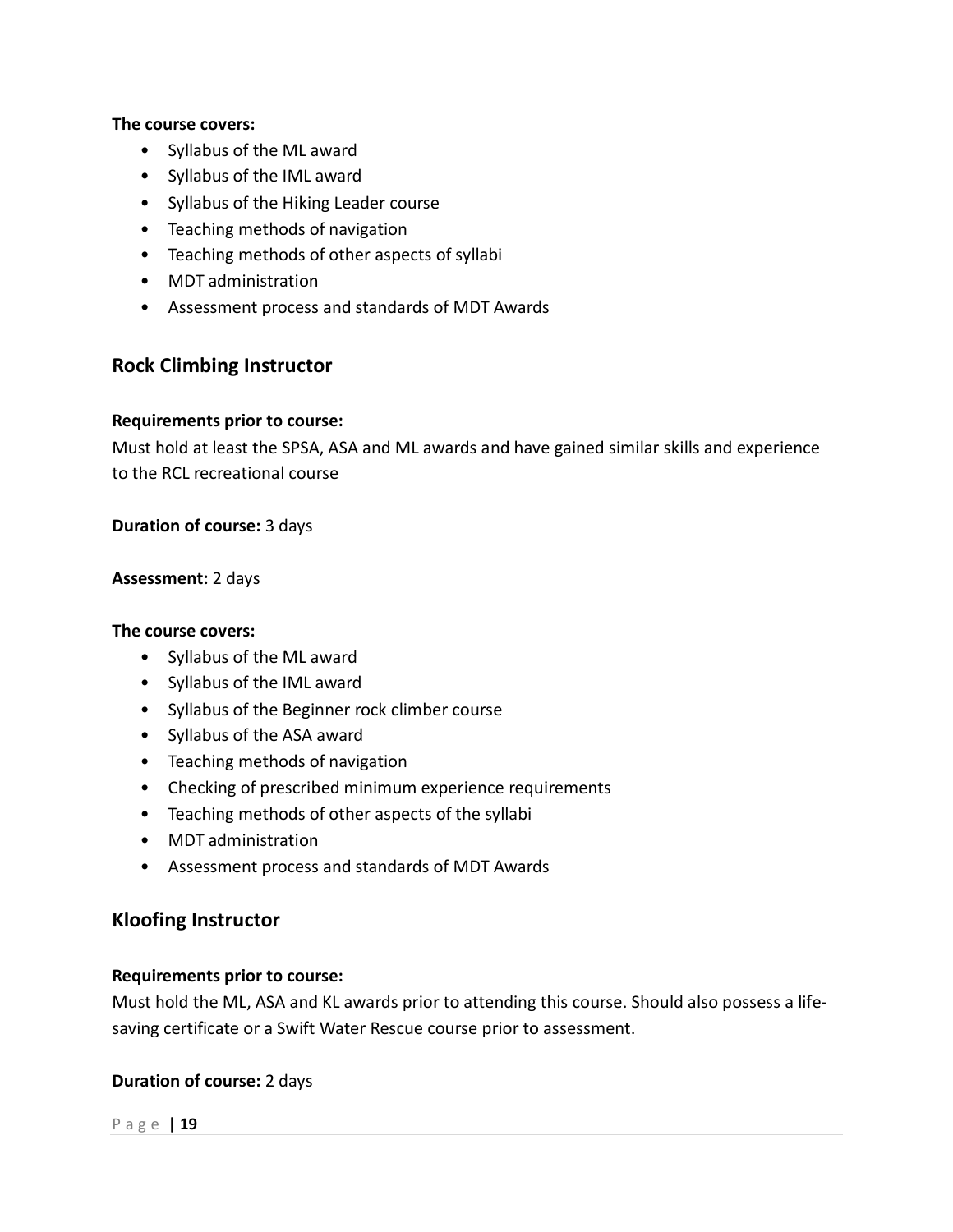**The course covers:**

- Syllabus of the ML award
- Syllabus of the IML award
- Syllabus of the Hiking Leader course
- Teaching methods of navigation
- Teaching methods of other aspects of syllabi
- MDT administration
- Assessment process and standards of MDT Awards

## Rock Climbing Instructor

**Requirements prior to course:**

Must hold at least the SPSA, ASA and ML awards and have gained similar skills and experience to the RCL recreational course

**Duration of course:** 3 days

**Assessment:** 2 days

**The course covers:**

- Syllabus of the ML award
- Syllabus of the IML award
- Syllabus of the Beginner rock climber course
- Syllabus of the ASA award
- Teaching methods of navigation
- Checking of prescribed minimum experience requirements
- Teaching methods of other aspects of the syllabi
- MDT administration
- Assessment process and standards of MDT Awards

## Kloofing Instructor

**Requirements prior to course:**

Must hold the ML, ASA and KL awards prior to attending this course. Should also possess a life-saving certificate or a Swift Water Rescue course prior to assessment.

**Duration of course:** 2 days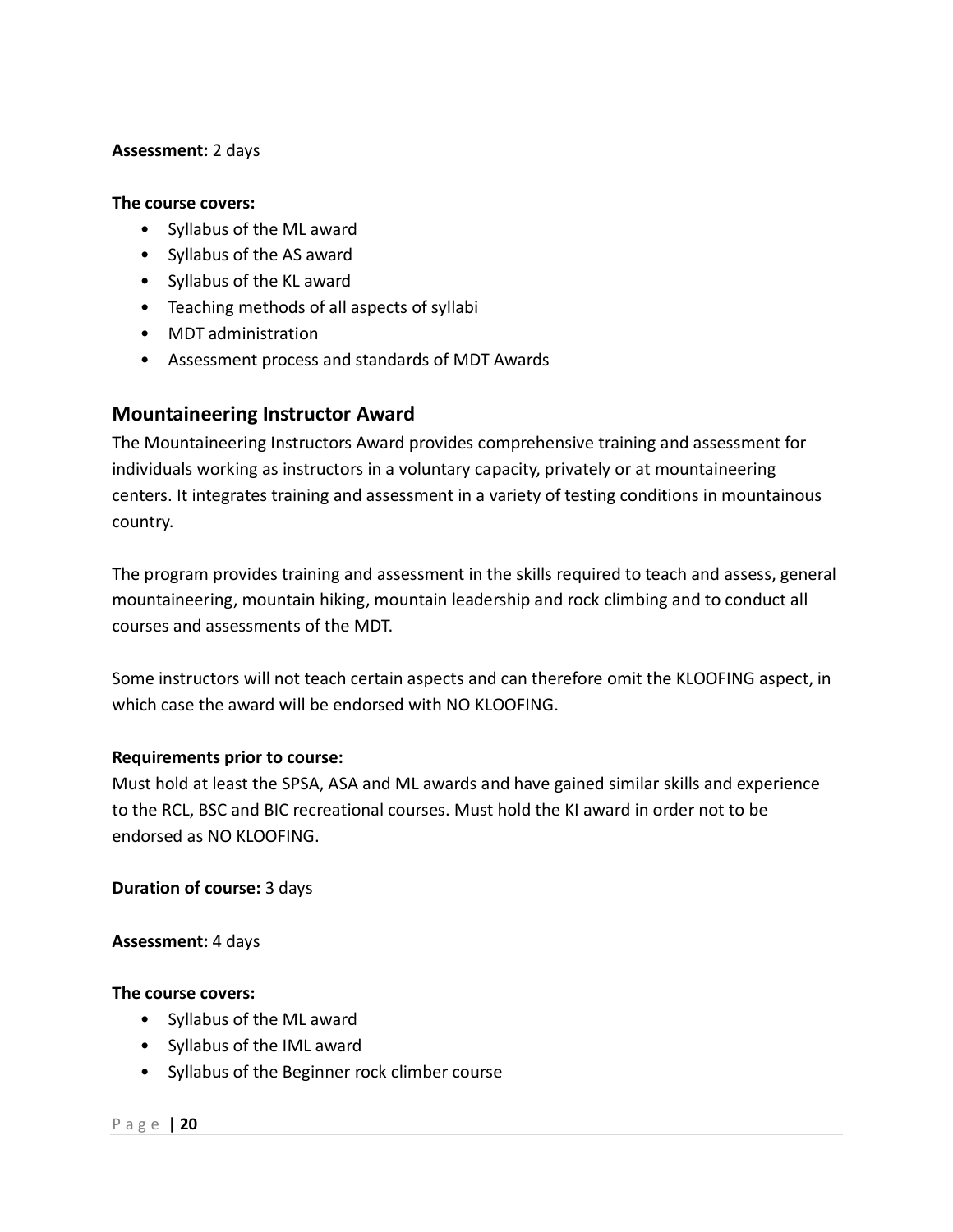**Assessment:** 2 days

**The course covers:**

- Syllabus of the ML award
- Syllabus of the AS award
- Syllabus of the KL award
- Teaching methods of all aspects of syllabi
- MDT administration
- Assessment process and standards of MDT Awards

## Mountaineering Instructor Award

The Mountaineering Instructors Award provides comprehensive training and assessment for individuals working as instructors in a voluntary capacity, privately or at mountaineering centers. It integrates training and assessment in a variety of testing conditions in mountainous country.

The program provides training and assessment in the skills required to teach and assess, general mountaineering, mountain hiking, mountain leadership and rock climbing and to conduct all courses and assessments of the MDT.

Some instructors will not teach certain aspects and can therefore omit the KLOOFING aspect, in which case the award will be endorsed with NO KLOOFING.

**Requirements prior to course:**
Must hold at least the SPSA, ASA and ML awards and have gained similar skills and experience to the RCL, BSC and BIC recreational courses. Must hold the KI award in order not to be endorsed as NO KLOOFING.

**Duration of course:** 3 days

**Assessment:** 4 days

**The course covers:**

- Syllabus of the ML award
- Syllabus of the IML award
- Syllabus of the Beginner rock climber course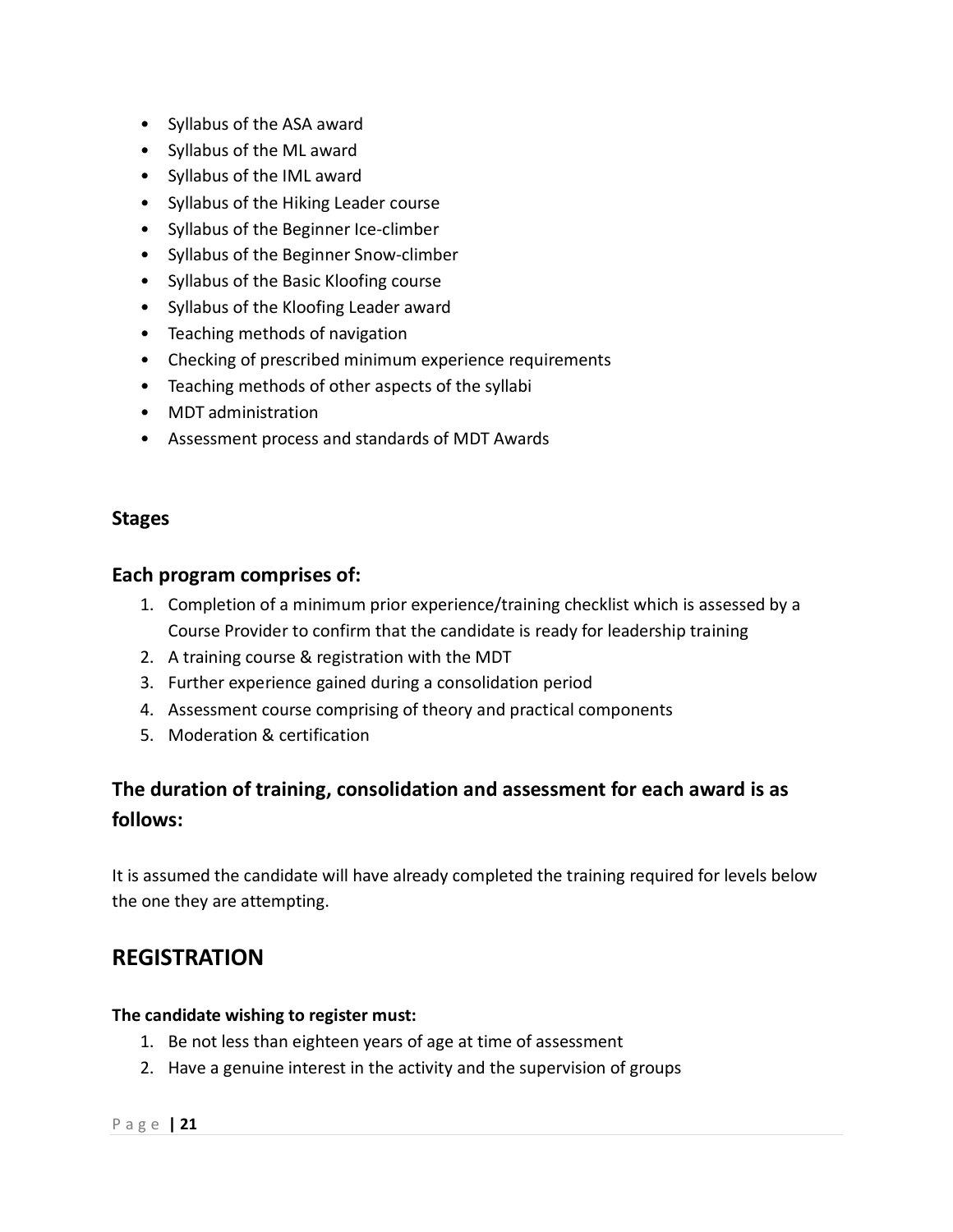- Syllabus of the ASA award
- Syllabus of the ML award
- Syllabus of the IML award
- Syllabus of the Hiking Leader course
- Syllabus of the Beginner Ice-climber
- Syllabus of the Beginner Snow-climber
- Syllabus of the Basic Kloofing course
- Syllabus of the Kloofing Leader award
- Teaching methods of navigation
- Checking of prescribed minimum experience requirements
- Teaching methods of other aspects of the syllabi
- MDT administration
- Assessment process and standards of MDT Awards

### Stages

### Each program comprises of:

1. Completion of a minimum prior experience/training checklist which is assessed by a Course Provider to confirm that the candidate is ready for leadership training
2. A training course & registration with the MDT
3. Further experience gained during a consolidation period
4. Assessment course comprising of theory and practical components
5. Moderation & certification

### The duration of training, consolidation and assessment for each award is as follows:

It is assumed the candidate will have already completed the training required for levels below the one they are attempting.

## REGISTRATION

**The candidate wishing to register must:**

1. Be not less than eighteen years of age at time of assessment
2. Have a genuine interest in the activity and the supervision of groups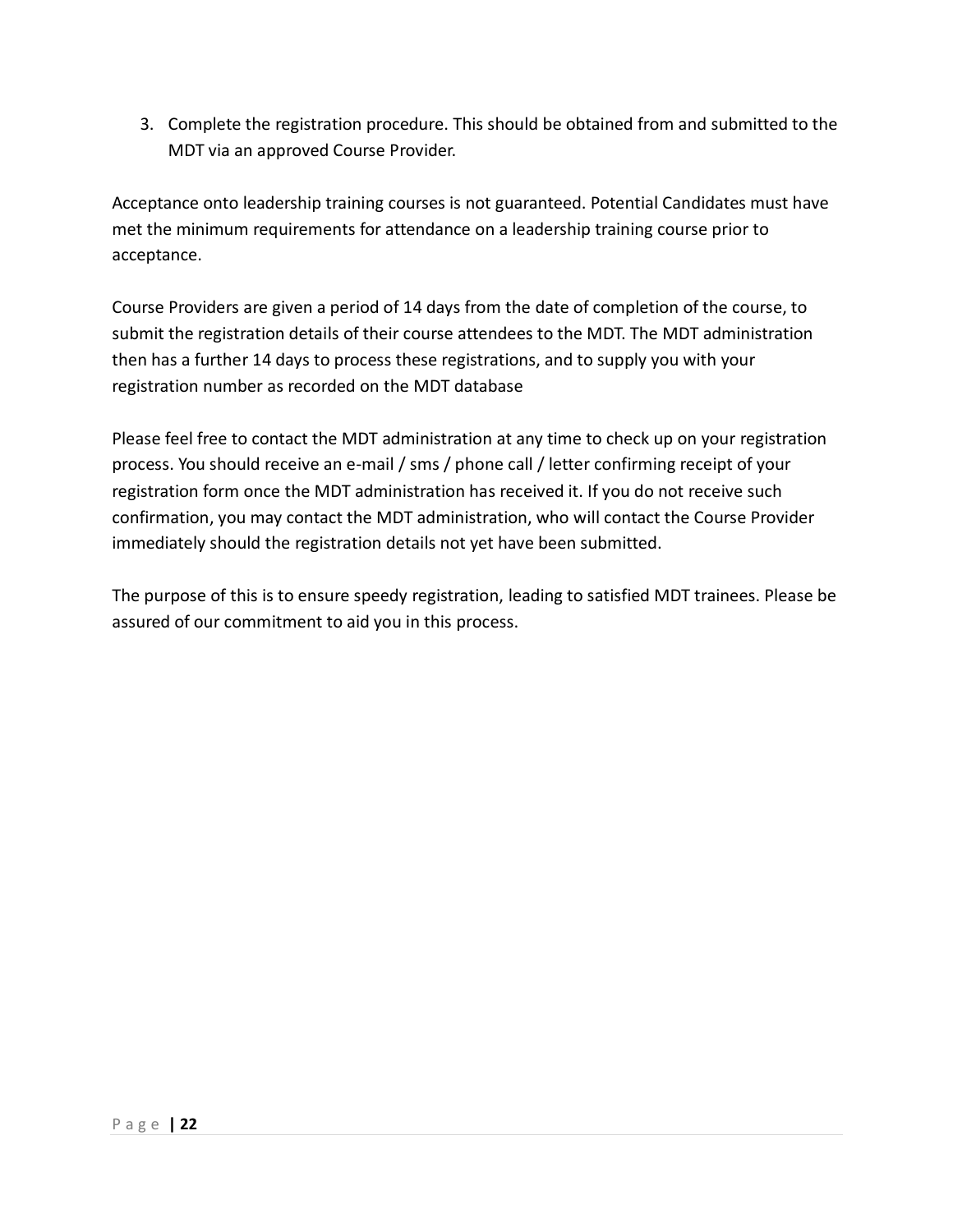3. Complete the registration procedure. This should be obtained from and submitted to the MDT via an approved Course Provider.

Acceptance onto leadership training courses is not guaranteed. Potential Candidates must have met the minimum requirements for attendance on a leadership training course prior to acceptance.

Course Providers are given a period of 14 days from the date of completion of the course, to submit the registration details of their course attendees to the MDT. The MDT administration then has a further 14 days to process these registrations, and to supply you with your registration number as recorded on the MDT database

Please feel free to contact the MDT administration at any time to check up on your registration process. You should receive an e-mail / sms / phone call / letter confirming receipt of your registration form once the MDT administration has received it. If you do not receive such confirmation, you may contact the MDT administration, who will contact the Course Provider immediately should the registration details not yet have been submitted.

The purpose of this is to ensure speedy registration, leading to satisfied MDT trainees. Please be assured of our commitment to aid you in this process.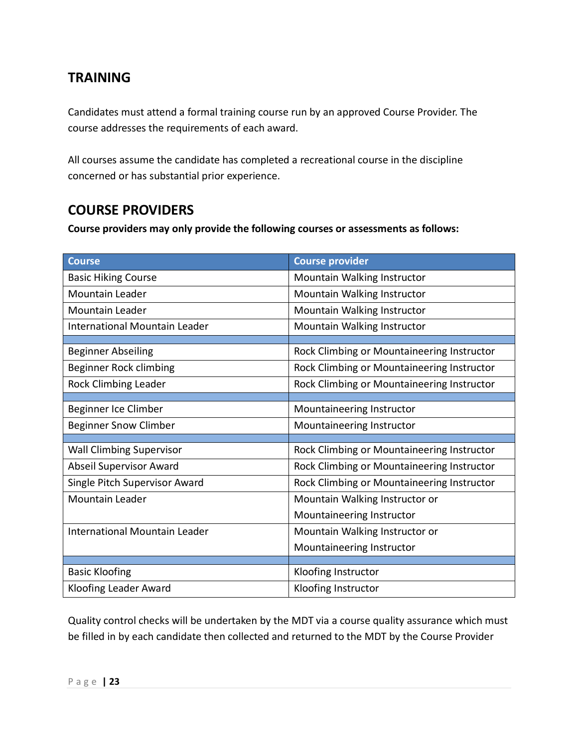## TRAINING

Candidates must attend a formal training course run by an approved Course Provider. The course addresses the requirements of each award.

All courses assume the candidate has completed a recreational course in the discipline concerned or has substantial prior experience.

## COURSE PROVIDERS

**Course providers may only provide the following courses or assessments as follows:**

| Course | Course provider |
|---|---|
| Basic Hiking Course | Mountain Walking Instructor |
| Mountain Leader | Mountain Walking Instructor |
| Mountain Leader | Mountain Walking Instructor |
| International Mountain Leader | Mountain Walking Instructor |
| | |
| Beginner Abseiling | Rock Climbing or Mountaineering Instructor |
| Beginner Rock climbing | Rock Climbing or Mountaineering Instructor |
| Rock Climbing Leader | Rock Climbing or Mountaineering Instructor |
| | |
| Beginner Ice Climber | Mountaineering Instructor |
| Beginner Snow Climber | Mountaineering Instructor |
| | |
| Wall Climbing Supervisor | Rock Climbing or Mountaineering Instructor |
| Abseil Supervisor Award | Rock Climbing or Mountaineering Instructor |
| Single Pitch Supervisor Award | Rock Climbing or Mountaineering Instructor |
| Mountain Leader | Mountain Walking Instructor or Mountaineering Instructor |
| International Mountain Leader | Mountain Walking Instructor or Mountaineering Instructor |
| | |
| Basic Kloofing | Kloofing Instructor |
| Kloofing Leader Award | Kloofing Instructor |

Quality control checks will be undertaken by the MDT via a course quality assurance which must be filled in by each candidate then collected and returned to the MDT by the Course Provider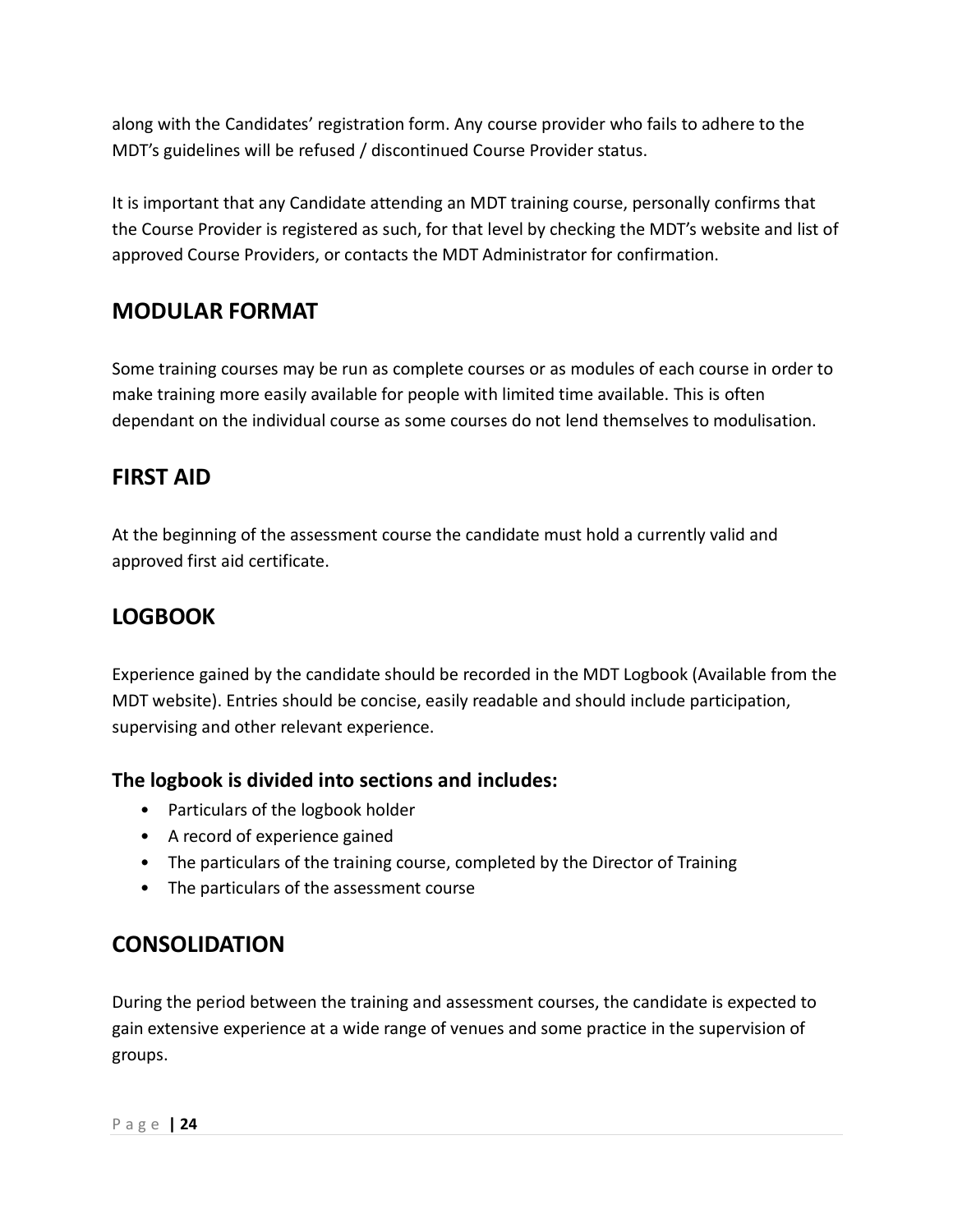along with the Candidates' registration form. Any course provider who fails to adhere to the MDT's guidelines will be refused / discontinued Course Provider status.

It is important that any Candidate attending an MDT training course, personally confirms that the Course Provider is registered as such, for that level by checking the MDT's website and list of approved Course Providers, or contacts the MDT Administrator for confirmation.

## MODULAR FORMAT

Some training courses may be run as complete courses or as modules of each course in order to make training more easily available for people with limited time available. This is often dependant on the individual course as some courses do not lend themselves to modulisation.

## FIRST AID

At the beginning of the assessment course the candidate must hold a currently valid and approved first aid certificate.

## LOGBOOK

Experience gained by the candidate should be recorded in the MDT Logbook (Available from the MDT website). Entries should be concise, easily readable and should include participation, supervising and other relevant experience.

### The logbook is divided into sections and includes:

- Particulars of the logbook holder
- A record of experience gained
- The particulars of the training course, completed by the Director of Training
- The particulars of the assessment course

## CONSOLIDATION

During the period between the training and assessment courses, the candidate is expected to gain extensive experience at a wide range of venues and some practice in the supervision of groups.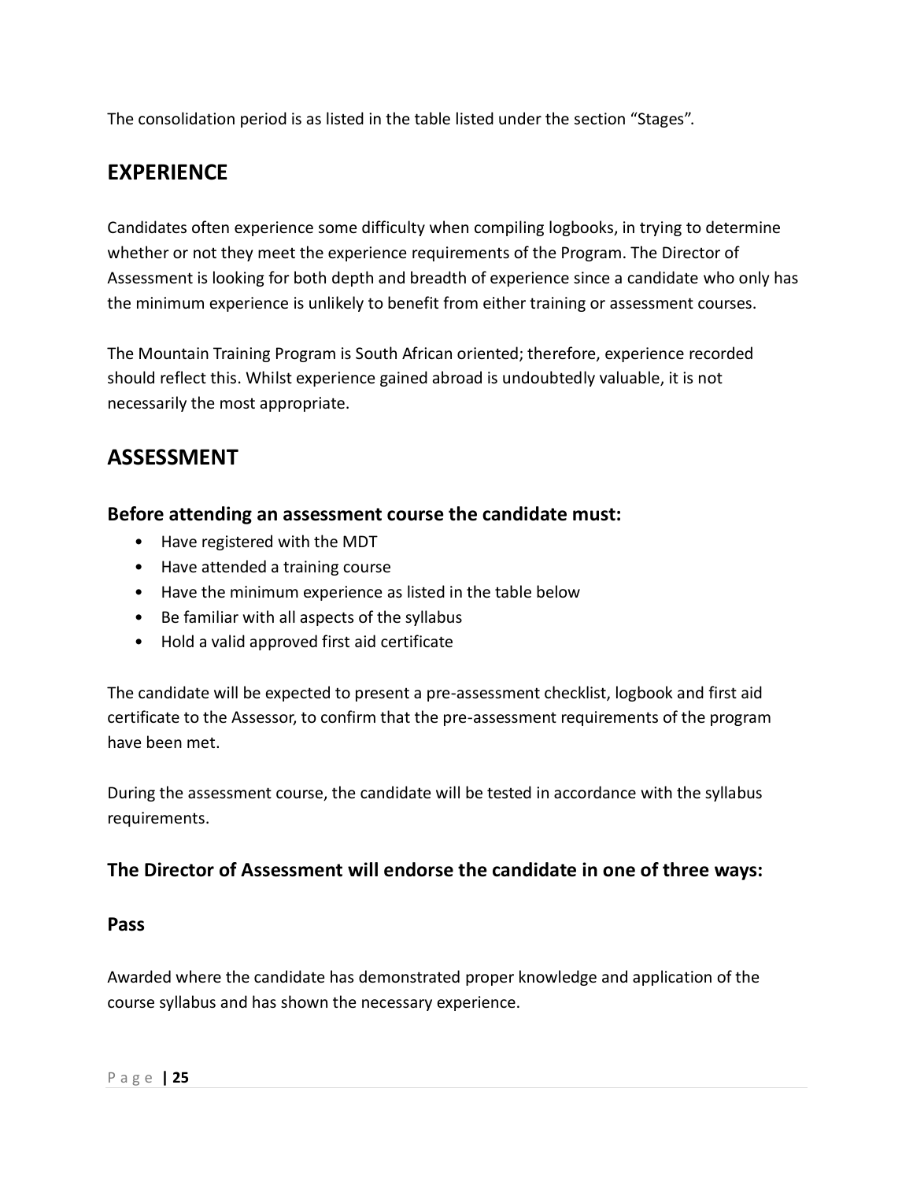The consolidation period is as listed in the table listed under the section "Stages".

## EXPERIENCE

Candidates often experience some difficulty when compiling logbooks, in trying to determine whether or not they meet the experience requirements of the Program. The Director of Assessment is looking for both depth and breadth of experience since a candidate who only has the minimum experience is unlikely to benefit from either training or assessment courses.

The Mountain Training Program is South African oriented; therefore, experience recorded should reflect this. Whilst experience gained abroad is undoubtedly valuable, it is not necessarily the most appropriate.

## ASSESSMENT

### Before attending an assessment course the candidate must:

- Have registered with the MDT
- Have attended a training course
- Have the minimum experience as listed in the table below
- Be familiar with all aspects of the syllabus
- Hold a valid approved first aid certificate

The candidate will be expected to present a pre-assessment checklist, logbook and first aid certificate to the Assessor, to confirm that the pre-assessment requirements of the program have been met.

During the assessment course, the candidate will be tested in accordance with the syllabus requirements.

### The Director of Assessment will endorse the candidate in one of three ways:

### Pass

Awarded where the candidate has demonstrated proper knowledge and application of the course syllabus and has shown the necessary experience.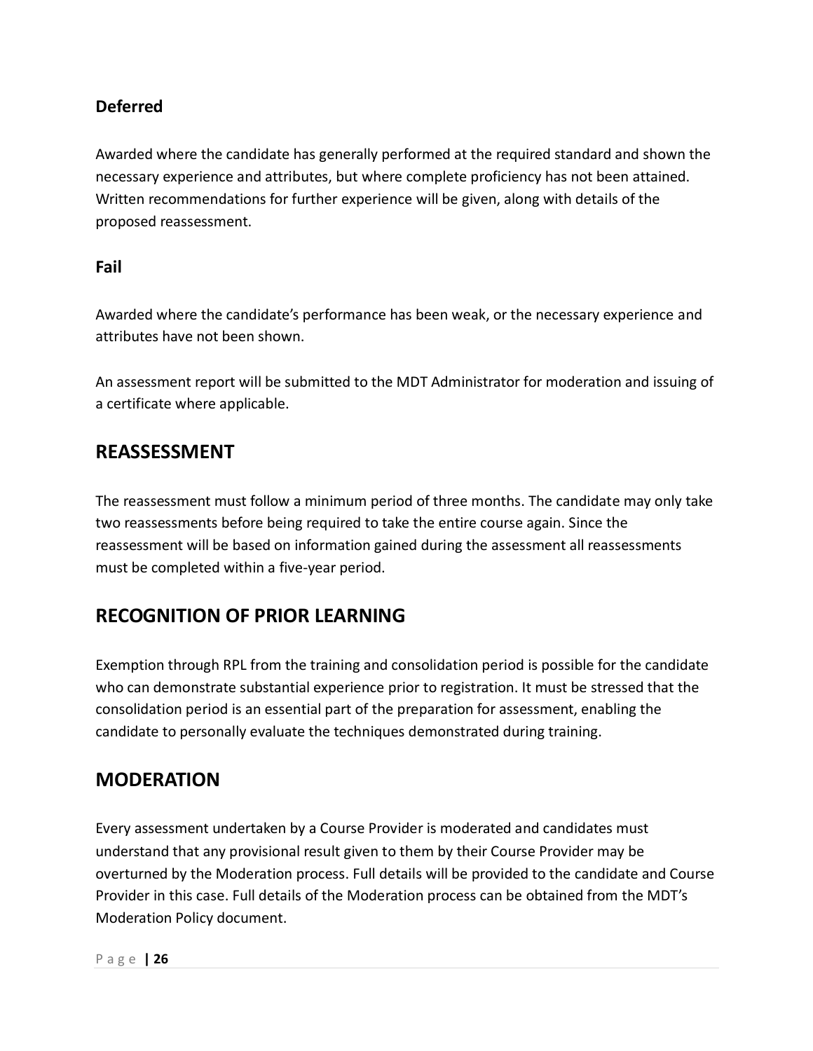### Deferred

Awarded where the candidate has generally performed at the required standard and shown the necessary experience and attributes, but where complete proficiency has not been attained. Written recommendations for further experience will be given, along with details of the proposed reassessment.

### Fail

Awarded where the candidate's performance has been weak, or the necessary experience and attributes have not been shown.

An assessment report will be submitted to the MDT Administrator for moderation and issuing of a certificate where applicable.

## REASSESSMENT

The reassessment must follow a minimum period of three months. The candidate may only take two reassessments before being required to take the entire course again. Since the reassessment will be based on information gained during the assessment all reassessments must be completed within a five-year period.

## RECOGNITION OF PRIOR LEARNING

Exemption through RPL from the training and consolidation period is possible for the candidate who can demonstrate substantial experience prior to registration. It must be stressed that the consolidation period is an essential part of the preparation for assessment, enabling the candidate to personally evaluate the techniques demonstrated during training.

## MODERATION

Every assessment undertaken by a Course Provider is moderated and candidates must understand that any provisional result given to them by their Course Provider may be overturned by the Moderation process. Full details will be provided to the candidate and Course Provider in this case. Full details of the Moderation process can be obtained from the MDT's Moderation Policy document.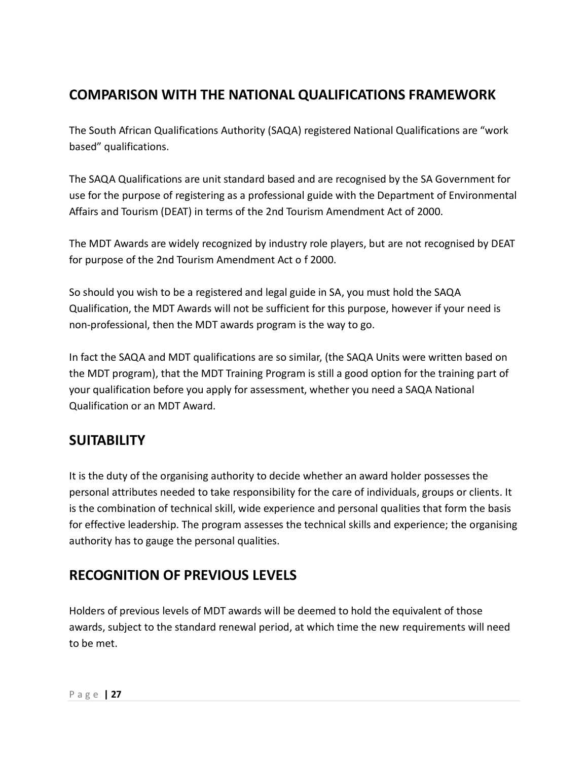## COMPARISON WITH THE NATIONAL QUALIFICATIONS FRAMEWORK

The South African Qualifications Authority (SAQA) registered National Qualifications are "work based" qualifications.

The SAQA Qualifications are unit standard based and are recognised by the SA Government for use for the purpose of registering as a professional guide with the Department of Environmental Affairs and Tourism (DEAT) in terms of the 2nd Tourism Amendment Act of 2000.

The MDT Awards are widely recognized by industry role players, but are not recognised by DEAT for purpose of the 2nd Tourism Amendment Act o f 2000.

So should you wish to be a registered and legal guide in SA, you must hold the SAQA Qualification, the MDT Awards will not be sufficient for this purpose, however if your need is non-professional, then the MDT awards program is the way to go.

In fact the SAQA and MDT qualifications are so similar, (the SAQA Units were written based on the MDT program), that the MDT Training Program is still a good option for the training part of your qualification before you apply for assessment, whether you need a SAQA National Qualification or an MDT Award.

## SUITABILITY

It is the duty of the organising authority to decide whether an award holder possesses the personal attributes needed to take responsibility for the care of individuals, groups or clients. It is the combination of technical skill, wide experience and personal qualities that form the basis for effective leadership. The program assesses the technical skills and experience; the organising authority has to gauge the personal qualities.

## RECOGNITION OF PREVIOUS LEVELS

Holders of previous levels of MDT awards will be deemed to hold the equivalent of those awards, subject to the standard renewal period, at which time the new requirements will need to be met.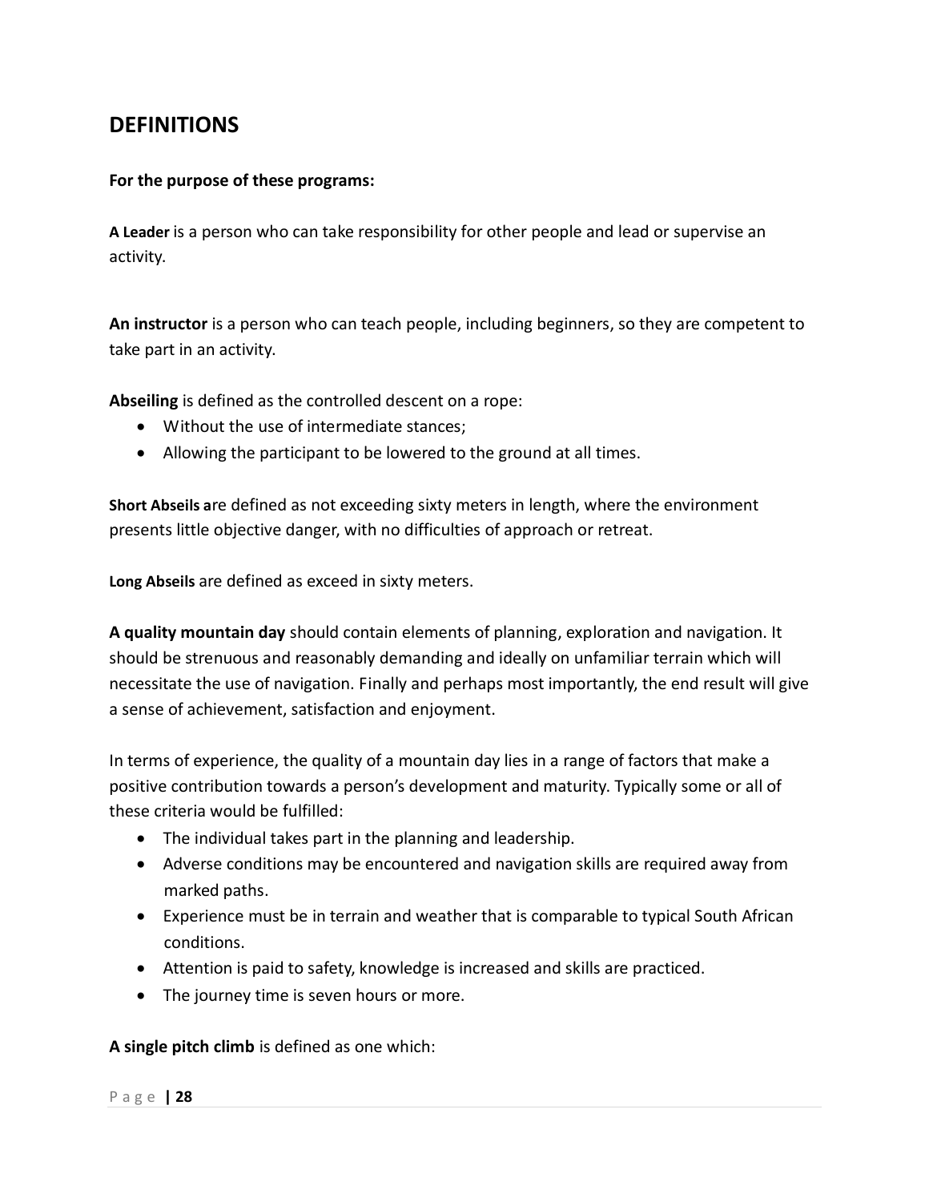## DEFINITIONS

**For the purpose of these programs:**

**A Leader** is a person who can take responsibility for other people and lead or supervise an activity.

**An instructor** is a person who can teach people, including beginners, so they are competent to take part in an activity.

**Abseiling** is defined as the controlled descent on a rope:

- Without the use of intermediate stances;
- Allowing the participant to be lowered to the ground at all times.

**Short Abseils a**re defined as not exceeding sixty meters in length, where the environment presents little objective danger, with no difficulties of approach or retreat.

**Long Abseils** are defined as exceed in sixty meters.

**A quality mountain day** should contain elements of planning, exploration and navigation. It should be strenuous and reasonably demanding and ideally on unfamiliar terrain which will necessitate the use of navigation. Finally and perhaps most importantly, the end result will give a sense of achievement, satisfaction and enjoyment.

In terms of experience, the quality of a mountain day lies in a range of factors that make a positive contribution towards a person's development and maturity. Typically some or all of these criteria would be fulfilled:

- The individual takes part in the planning and leadership.
- Adverse conditions may be encountered and navigation skills are required away from marked paths.
- Experience must be in terrain and weather that is comparable to typical South African conditions.
- Attention is paid to safety, knowledge is increased and skills are practiced.
- The journey time is seven hours or more.

**A single pitch climb** is defined as one which: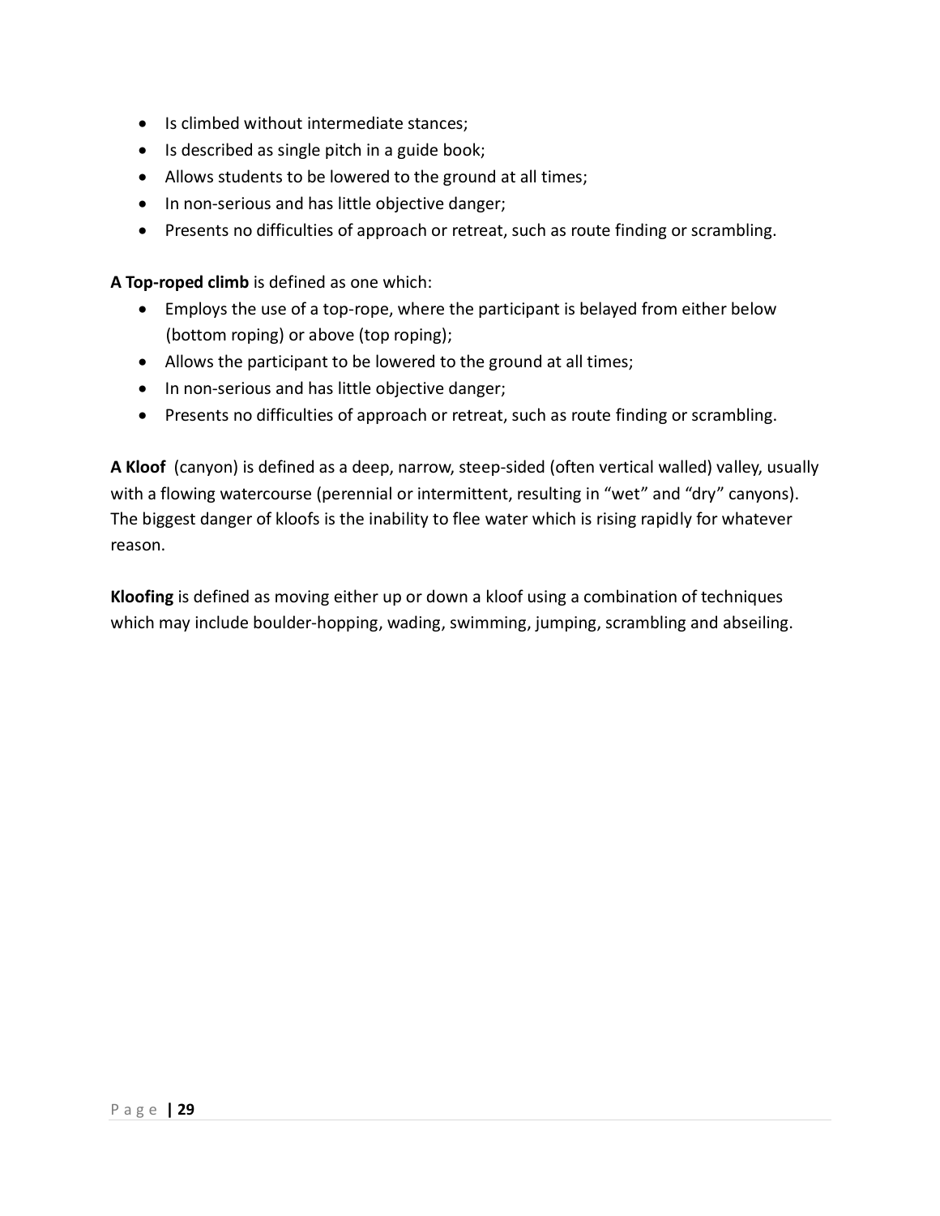- Is climbed without intermediate stances;
- Is described as single pitch in a guide book;
- Allows students to be lowered to the ground at all times;
- In non-serious and has little objective danger;
- Presents no difficulties of approach or retreat, such as route finding or scrambling.

**A Top-roped climb** is defined as one which:

- Employs the use of a top-rope, where the participant is belayed from either below (bottom roping) or above (top roping);
- Allows the participant to be lowered to the ground at all times;
- In non-serious and has little objective danger;
- Presents no difficulties of approach or retreat, such as route finding or scrambling.

**A Kloof** (canyon) is defined as a deep, narrow, steep-sided (often vertical walled) valley, usually with a flowing watercourse (perennial or intermittent, resulting in "wet" and "dry" canyons). The biggest danger of kloofs is the inability to flee water which is rising rapidly for whatever reason.

**Kloofing** is defined as moving either up or down a kloof using a combination of techniques which may include boulder-hopping, wading, swimming, jumping, scrambling and abseiling.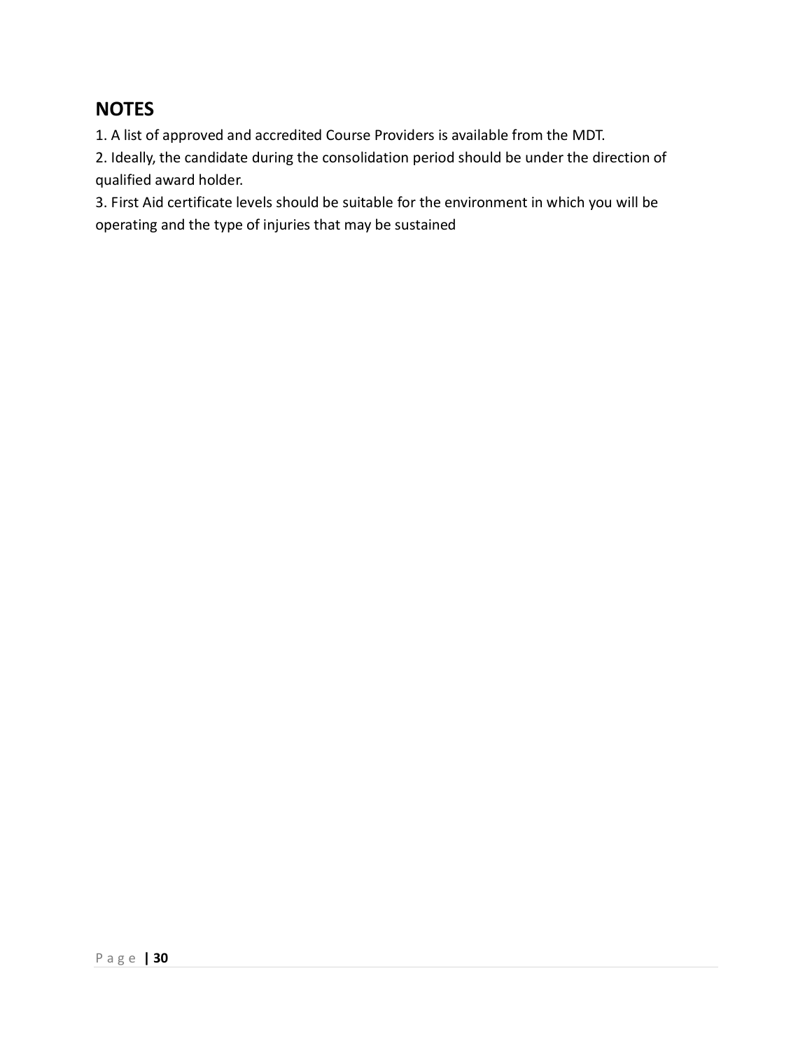## NOTES

1. A list of approved and accredited Course Providers is available from the MDT.
2. Ideally, the candidate during the consolidation period should be under the direction of qualified award holder.
3. First Aid certificate levels should be suitable for the environment in which you will be operating and the type of injuries that may be sustained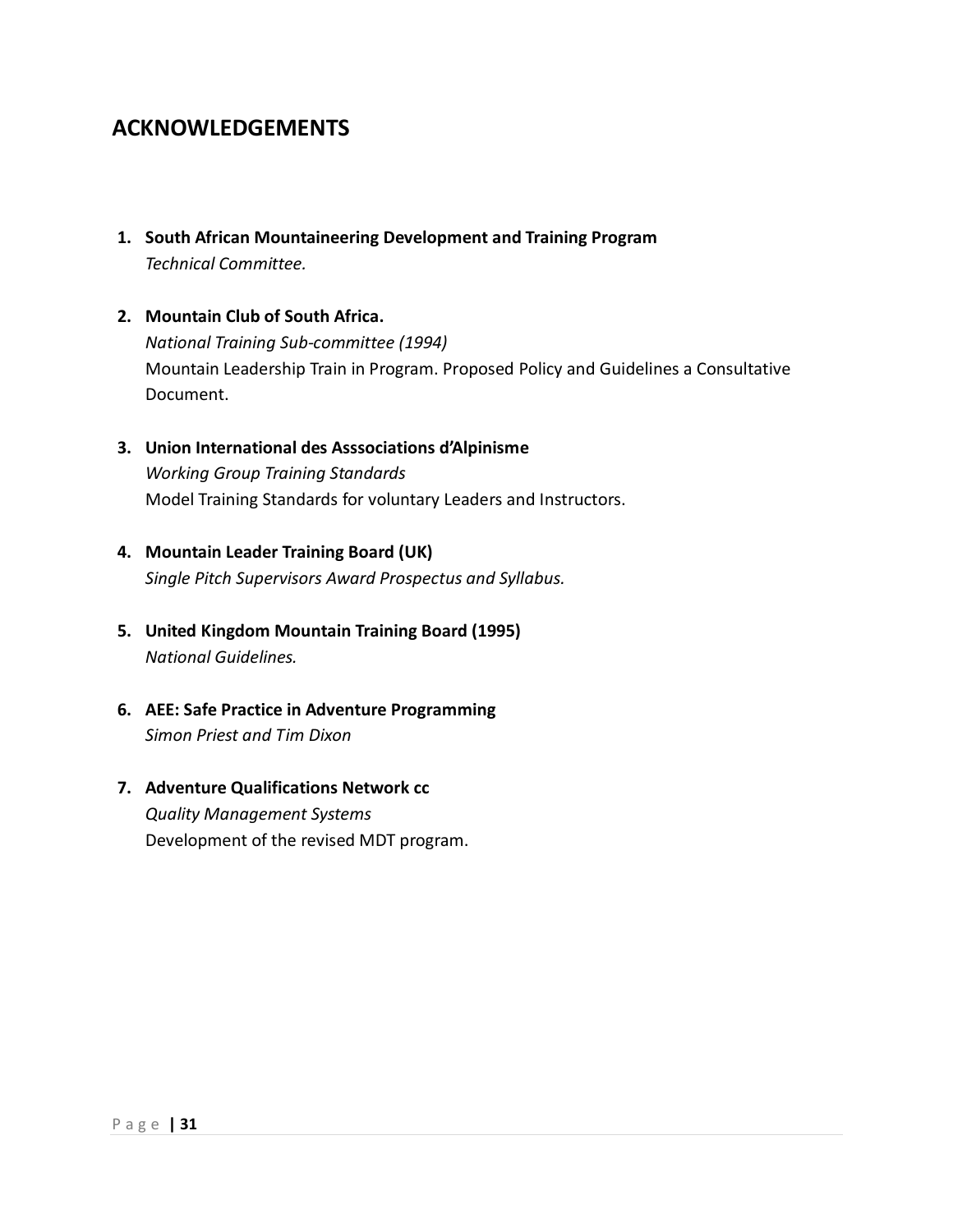## ACKNOWLEDGEMENTS

1. **South African Mountaineering Development and Training Program**
   *Technical Committee.*

2. **Mountain Club of South Africa.**
   *National Training Sub-committee (1994)*
   Mountain Leadership Train in Program. Proposed Policy and Guidelines a Consultative Document.

3. **Union International des Asssociations d'Alpinisme**
   *Working Group Training Standards*
   Model Training Standards for voluntary Leaders and Instructors.

4. **Mountain Leader Training Board (UK)**
   *Single Pitch Supervisors Award Prospectus and Syllabus.*

5. **United Kingdom Mountain Training Board (1995)**
   *National Guidelines.*

6. **AEE: Safe Practice in Adventure Programming**
   *Simon Priest and Tim Dixon*

7. **Adventure Qualifications Network cc**
   *Quality Management Systems*
   Development of the revised MDT program.